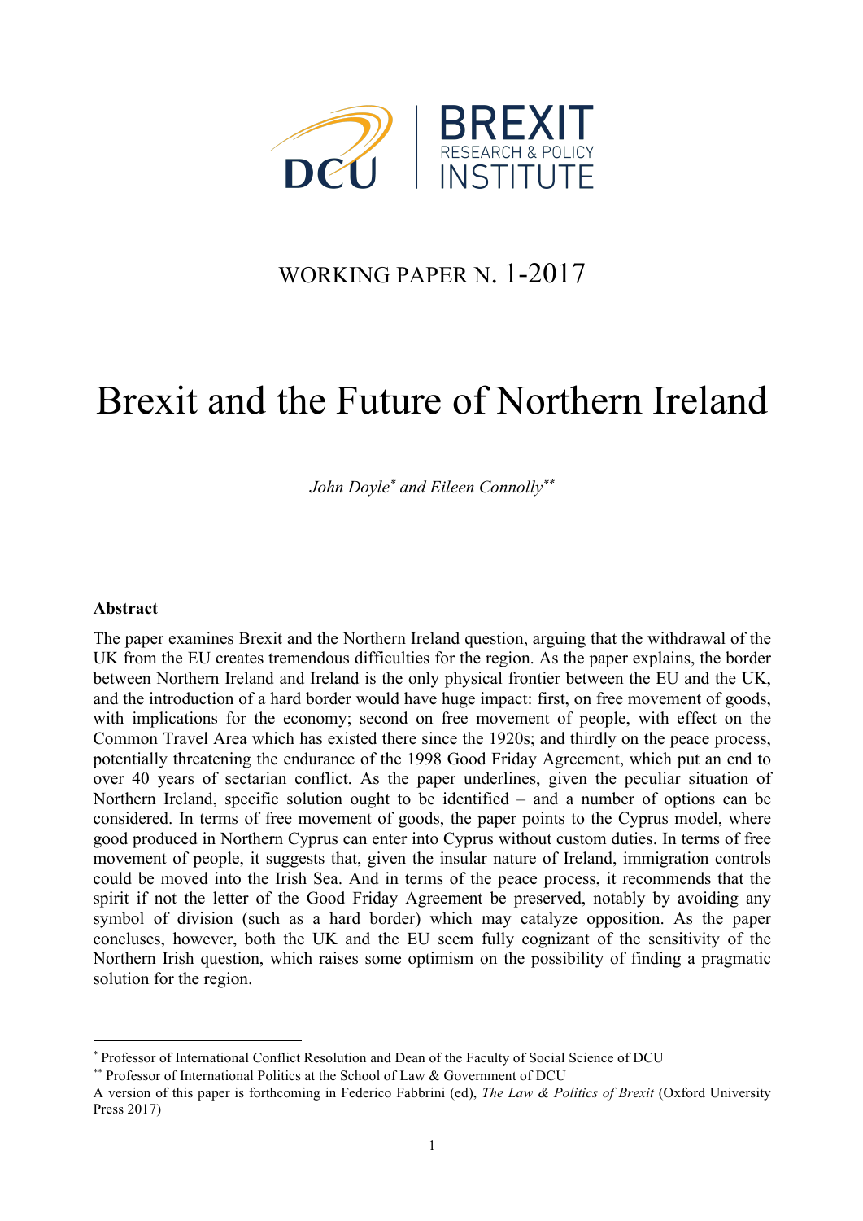DCU | BREXIT RESEARCH & POLICY INSTITUTE

WORKING PAPER N. 1-2017

# Brexit and the Future of Northern Ireland

*John Doyle[*] and Eileen Connolly[**]*

**Abstract**

The paper examines Brexit and the Northern Ireland question, arguing that the withdrawal of the UK from the EU creates tremendous difficulties for the region. As the paper explains, the border between Northern Ireland and Ireland is the only physical frontier between the EU and the UK, and the introduction of a hard border would have huge impact: first, on free movement of goods, with implications for the economy; second on free movement of people, with effect on the Common Travel Area which has existed there since the 1920s; and thirdly on the peace process, potentially threatening the endurance of the 1998 Good Friday Agreement, which put an end to over 40 years of sectarian conflict. As the paper underlines, given the peculiar situation of Northern Ireland, specific solution ought to be identified – and a number of options can be considered. In terms of free movement of goods, the paper points to the Cyprus model, where good produced in Northern Cyprus can enter into Cyprus without custom duties. In terms of free movement of people, it suggests that, given the insular nature of Ireland, immigration controls could be moved into the Irish Sea. And in terms of the peace process, it recommends that the spirit if not the letter of the Good Friday Agreement be preserved, notably by avoiding any symbol of division (such as a hard border) which may catalyze opposition. As the paper concludes, however, both the UK and the EU seem fully cognizant of the sensitivity of the Northern Irish question, which raises some optimism on the possibility of finding a pragmatic solution for the region.

---

[*] Professor of International Conflict Resolution and Dean of the Faculty of Social Science of DCU

[**] Professor of International Politics at the School of Law & Government of DCU

A version of this paper is forthcoming in Federico Fabbrini (ed), *The Law & Politics of Brexit* (Oxford University Press 2017)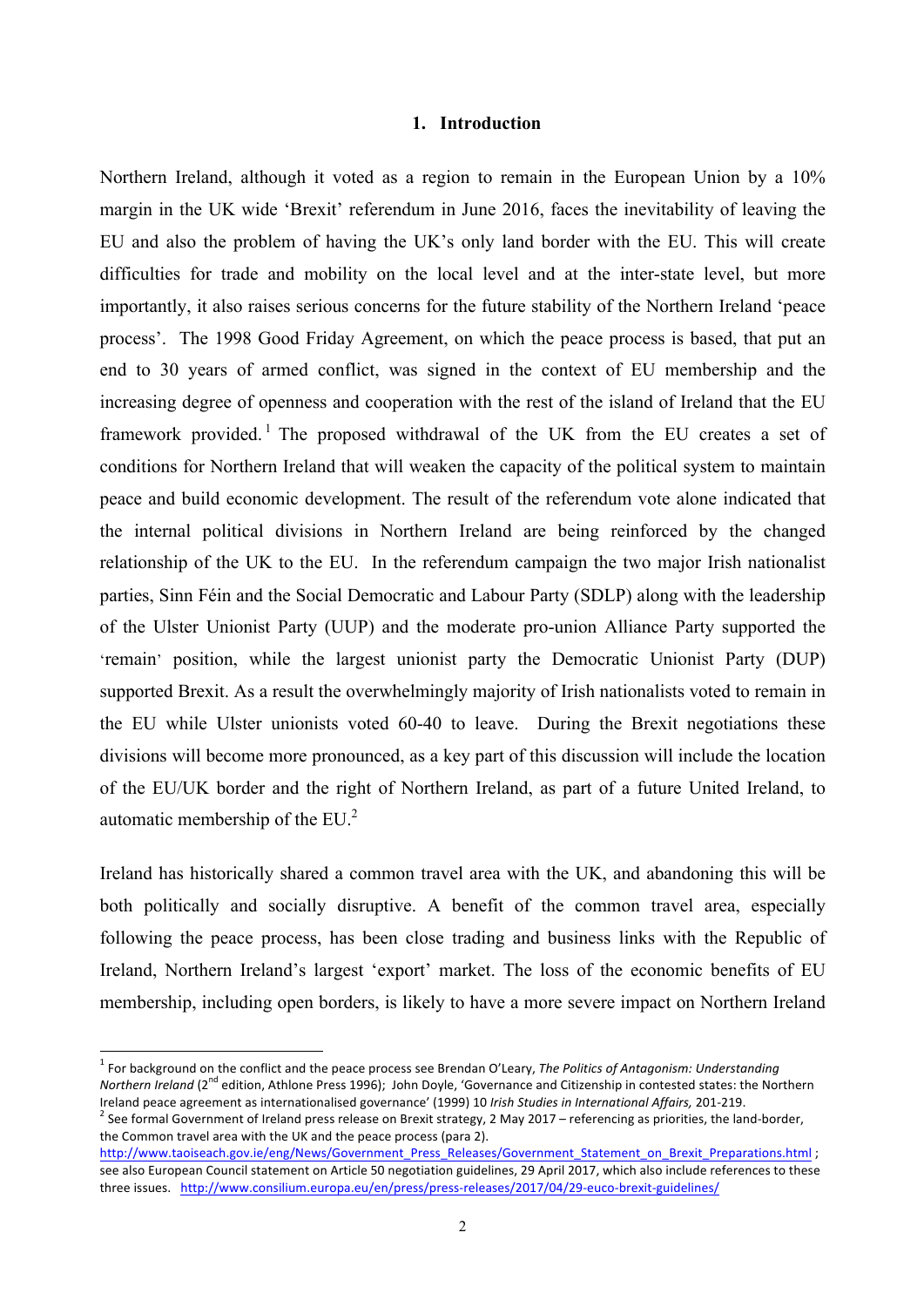## 1. Introduction

Northern Ireland, although it voted as a region to remain in the European Union by a 10% margin in the UK wide 'Brexit' referendum in June 2016, faces the inevitability of leaving the EU and also the problem of having the UK's only land border with the EU. This will create difficulties for trade and mobility on the local level and at the inter-state level, but more importantly, it also raises serious concerns for the future stability of the Northern Ireland 'peace process'. The 1998 Good Friday Agreement, on which the peace process is based, that put an end to 30 years of armed conflict, was signed in the context of EU membership and the increasing degree of openness and cooperation with the rest of the island of Ireland that the EU framework provided.[1] The proposed withdrawal of the UK from the EU creates a set of conditions for Northern Ireland that will weaken the capacity of the political system to maintain peace and build economic development. The result of the referendum vote alone indicated that the internal political divisions in Northern Ireland are being reinforced by the changed relationship of the UK to the EU. In the referendum campaign the two major Irish nationalist parties, Sinn Féin and the Social Democratic and Labour Party (SDLP) along with the leadership of the Ulster Unionist Party (UUP) and the moderate pro-union Alliance Party supported the 'remain' position, while the largest unionist party the Democratic Unionist Party (DUP) supported Brexit. As a result the overwhelmingly majority of Irish nationalists voted to remain in the EU while Ulster unionists voted 60-40 to leave. During the Brexit negotiations these divisions will become more pronounced, as a key part of this discussion will include the location of the EU/UK border and the right of Northern Ireland, as part of a future United Ireland, to automatic membership of the EU.[2]

Ireland has historically shared a common travel area with the UK, and abandoning this will be both politically and socially disruptive. A benefit of the common travel area, especially following the peace process, has been close trading and business links with the Republic of Ireland, Northern Ireland's largest 'export' market. The loss of the economic benefits of EU membership, including open borders, is likely to have a more severe impact on Northern Ireland

---

[1] For background on the conflict and the peace process see Brendan O'Leary, *The Politics of Antagonism: Understanding Northern Ireland* (2nd edition, Athlone Press 1996); John Doyle, 'Governance and Citizenship in contested states: the Northern Ireland peace agreement as internationalised governance' (1999) 10 *Irish Studies in International Affairs,* 201-219.

[2] See formal Government of Ireland press release on Brexit strategy, 2 May 2017 – referencing as priorities, the land-border, the Common travel area with the UK and the peace process (para 2). http://www.taoiseach.gov.ie/eng/News/Government_Press_Releases/Government_Statement_on_Brexit_Preparations.html ; see also European Council statement on Article 50 negotiation guidelines, 29 April 2017, which also include references to these three issues. http://www.consilium.europa.eu/en/press/press-releases/2017/04/29-euco-brexit-guidelines/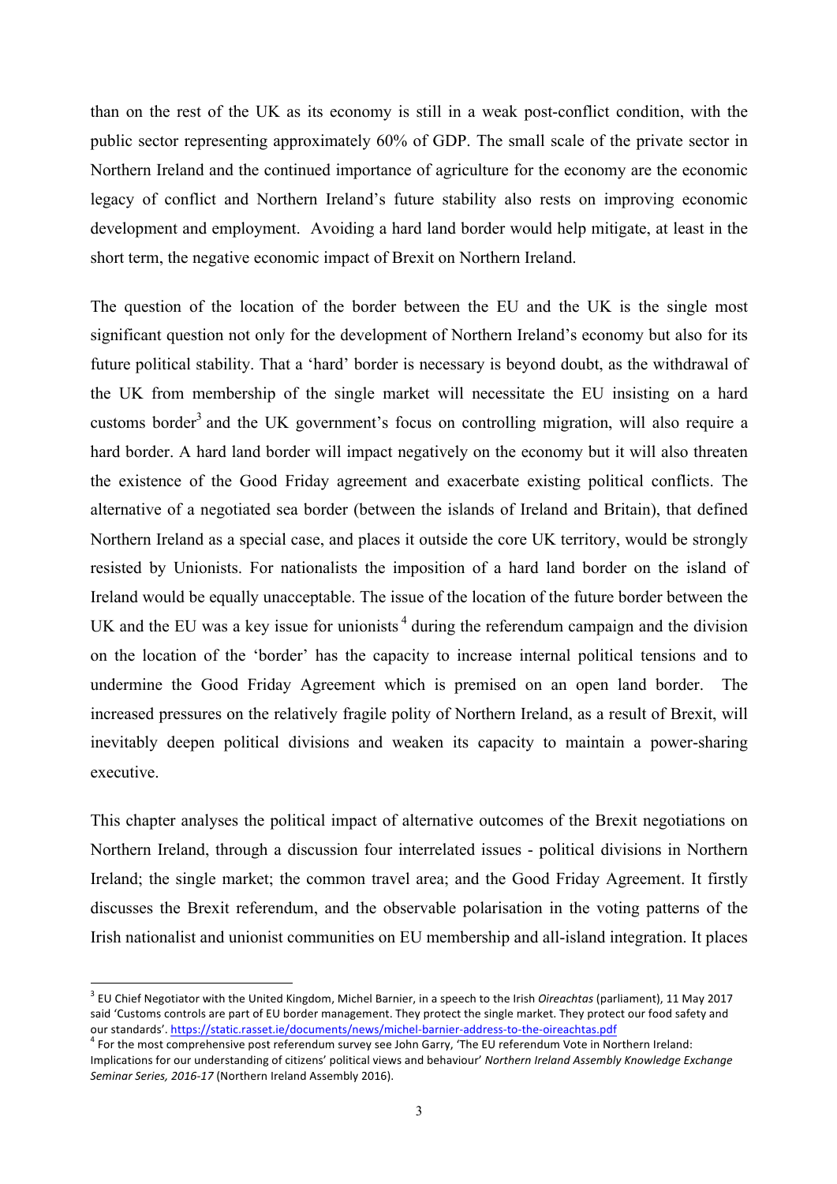than on the rest of the UK as its economy is still in a weak post-conflict condition, with the public sector representing approximately 60% of GDP. The small scale of the private sector in Northern Ireland and the continued importance of agriculture for the economy are the economic legacy of conflict and Northern Ireland's future stability also rests on improving economic development and employment. Avoiding a hard land border would help mitigate, at least in the short term, the negative economic impact of Brexit on Northern Ireland.

The question of the location of the border between the EU and the UK is the single most significant question not only for the development of Northern Ireland's economy but also for its future political stability. That a 'hard' border is necessary is beyond doubt, as the withdrawal of the UK from membership of the single market will necessitate the EU insisting on a hard customs border[3] and the UK government's focus on controlling migration, will also require a hard border. A hard land border will impact negatively on the economy but it will also threaten the existence of the Good Friday agreement and exacerbate existing political conflicts. The alternative of a negotiated sea border (between the islands of Ireland and Britain), that defined Northern Ireland as a special case, and places it outside the core UK territory, would be strongly resisted by Unionists. For nationalists the imposition of a hard land border on the island of Ireland would be equally unacceptable. The issue of the location of the future border between the UK and the EU was a key issue for unionists[4] during the referendum campaign and the division on the location of the 'border' has the capacity to increase internal political tensions and to undermine the Good Friday Agreement which is premised on an open land border. The increased pressures on the relatively fragile polity of Northern Ireland, as a result of Brexit, will inevitably deepen political divisions and weaken its capacity to maintain a power-sharing executive.

This chapter analyses the political impact of alternative outcomes of the Brexit negotiations on Northern Ireland, through a discussion four interrelated issues - political divisions in Northern Ireland; the single market; the common travel area; and the Good Friday Agreement. It firstly discusses the Brexit referendum, and the observable polarisation in the voting patterns of the Irish nationalist and unionist communities on EU membership and all-island integration. It places

---

[3] EU Chief Negotiator with the United Kingdom, Michel Barnier, in a speech to the Irish *Oireachtas* (parliament), 11 May 2017 said 'Customs controls are part of EU border management. They protect the single market. They protect our food safety and our standards'. https://static.rasset.ie/documents/news/michel-barnier-address-to-the-oireachtas.pdf

[4] For the most comprehensive post referendum survey see John Garry, 'The EU referendum Vote in Northern Ireland: Implications for our understanding of citizens' political views and behaviour' *Northern Ireland Assembly Knowledge Exchange Seminar Series, 2016-17* (Northern Ireland Assembly 2016).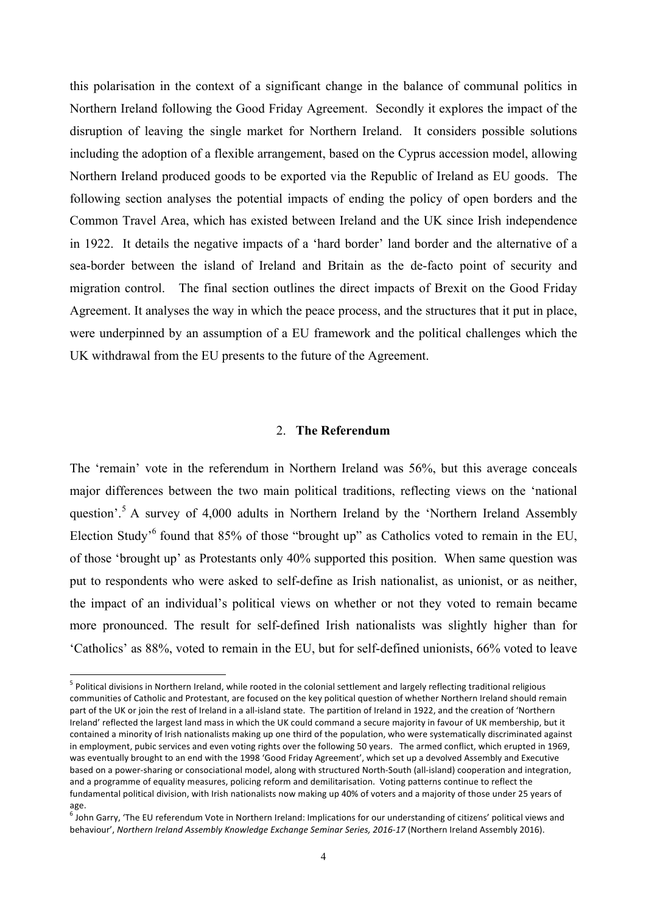this polarisation in the context of a significant change in the balance of communal politics in Northern Ireland following the Good Friday Agreement. Secondly it explores the impact of the disruption of leaving the single market for Northern Ireland. It considers possible solutions including the adoption of a flexible arrangement, based on the Cyprus accession model, allowing Northern Ireland produced goods to be exported via the Republic of Ireland as EU goods. The following section analyses the potential impacts of ending the policy of open borders and the Common Travel Area, which has existed between Ireland and the UK since Irish independence in 1922. It details the negative impacts of a 'hard border' land border and the alternative of a sea-border between the island of Ireland and Britain as the de-facto point of security and migration control. The final section outlines the direct impacts of Brexit on the Good Friday Agreement. It analyses the way in which the peace process, and the structures that it put in place, were underpinned by an assumption of a EU framework and the political challenges which the UK withdrawal from the EU presents to the future of the Agreement.

## 2. **The Referendum**

The 'remain' vote in the referendum in Northern Ireland was 56%, but this average conceals major differences between the two main political traditions, reflecting views on the 'national question'.[5] A survey of 4,000 adults in Northern Ireland by the 'Northern Ireland Assembly Election Study'[6] found that 85% of those "brought up" as Catholics voted to remain in the EU, of those 'brought up' as Protestants only 40% supported this position. When same question was put to respondents who were asked to self-define as Irish nationalist, as unionist, or as neither, the impact of an individual's political views on whether or not they voted to remain became more pronounced. The result for self-defined Irish nationalists was slightly higher than for 'Catholics' as 88%, voted to remain in the EU, but for self-defined unionists, 66% voted to leave

[5] Political divisions in Northern Ireland, while rooted in the colonial settlement and largely reflecting traditional religious communities of Catholic and Protestant, are focused on the key political question of whether Northern Ireland should remain part of the UK or join the rest of Ireland in a all-island state. The partition of Ireland in 1922, and the creation of 'Northern Ireland' reflected the largest land mass in which the UK could command a secure majority in favour of UK membership, but it contained a minority of Irish nationalists making up one third of the population, who were systematically discriminated against in employment, pubic services and even voting rights over the following 50 years. The armed conflict, which erupted in 1969, was eventually brought to an end with the 1998 'Good Friday Agreement', which set up a devolved Assembly and Executive based on a power-sharing or consociational model, along with structured North-South (all-island) cooperation and integration, and a programme of equality measures, policing reform and demilitarisation. Voting patterns continue to reflect the fundamental political division, with Irish nationalists now making up 40% of voters and a majority of those under 25 years of age.

[6] John Garry, 'The EU referendum Vote in Northern Ireland: Implications for our understanding of citizens' political views and behaviour', *Northern Ireland Assembly Knowledge Exchange Seminar Series, 2016-17* (Northern Ireland Assembly 2016).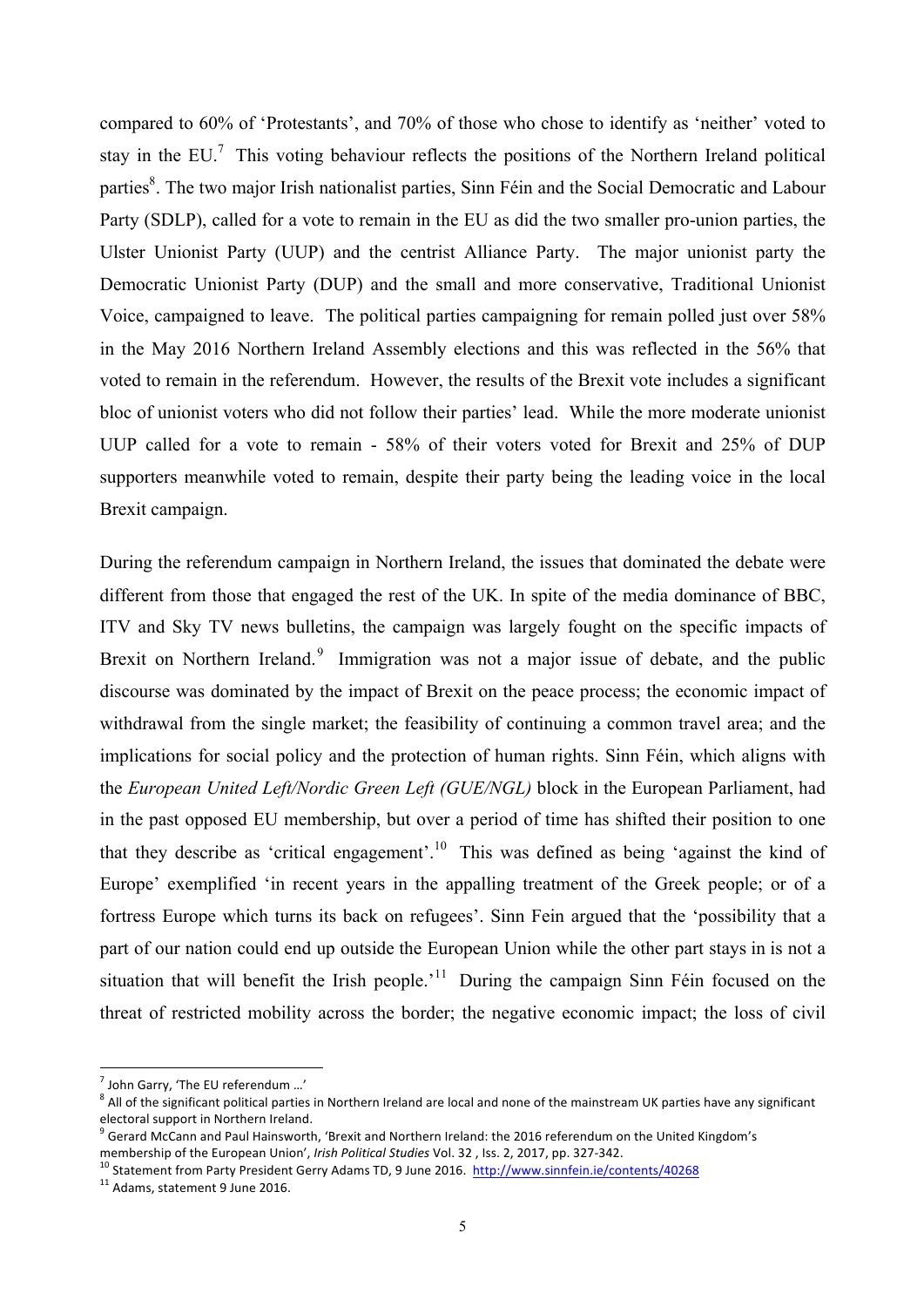compared to 60% of 'Protestants', and 70% of those who chose to identify as 'neither' voted to stay in the EU.[7] This voting behaviour reflects the positions of the Northern Ireland political parties[8]. The two major Irish nationalist parties, Sinn Féin and the Social Democratic and Labour Party (SDLP), called for a vote to remain in the EU as did the two smaller pro-union parties, the Ulster Unionist Party (UUP) and the centrist Alliance Party. The major unionist party the Democratic Unionist Party (DUP) and the small and more conservative, Traditional Unionist Voice, campaigned to leave. The political parties campaigning for remain polled just over 58% in the May 2016 Northern Ireland Assembly elections and this was reflected in the 56% that voted to remain in the referendum. However, the results of the Brexit vote includes a significant bloc of unionist voters who did not follow their parties' lead. While the more moderate unionist UUP called for a vote to remain - 58% of their voters voted for Brexit and 25% of DUP supporters meanwhile voted to remain, despite their party being the leading voice in the local Brexit campaign.

During the referendum campaign in Northern Ireland, the issues that dominated the debate were different from those that engaged the rest of the UK. In spite of the media dominance of BBC, ITV and Sky TV news bulletins, the campaign was largely fought on the specific impacts of Brexit on Northern Ireland.[9] Immigration was not a major issue of debate, and the public discourse was dominated by the impact of Brexit on the peace process; the economic impact of withdrawal from the single market; the feasibility of continuing a common travel area; and the implications for social policy and the protection of human rights. Sinn Féin, which aligns with the *European United Left/Nordic Green Left (GUE/NGL)* block in the European Parliament, had in the past opposed EU membership, but over a period of time has shifted their position to one that they describe as 'critical engagement'.[10] This was defined as being 'against the kind of Europe' exemplified 'in recent years in the appalling treatment of the Greek people; or of a fortress Europe which turns its back on refugees'. Sinn Fein argued that the 'possibility that a part of our nation could end up outside the European Union while the other part stays in is not a situation that will benefit the Irish people.'[11] During the campaign Sinn Féin focused on the threat of restricted mobility across the border; the negative economic impact; the loss of civil

---

[7] John Garry, 'The EU referendum …'

[8] All of the significant political parties in Northern Ireland are local and none of the mainstream UK parties have any significant electoral support in Northern Ireland.

[9] Gerard McCann and Paul Hainsworth, 'Brexit and Northern Ireland: the 2016 referendum on the United Kingdom's membership of the European Union', *Irish Political Studies* Vol. 32 , Iss. 2, 2017, pp. 327-342.

[10] Statement from Party President Gerry Adams TD, 9 June 2016. http://www.sinnfein.ie/contents/40268

[11] Adams, statement 9 June 2016.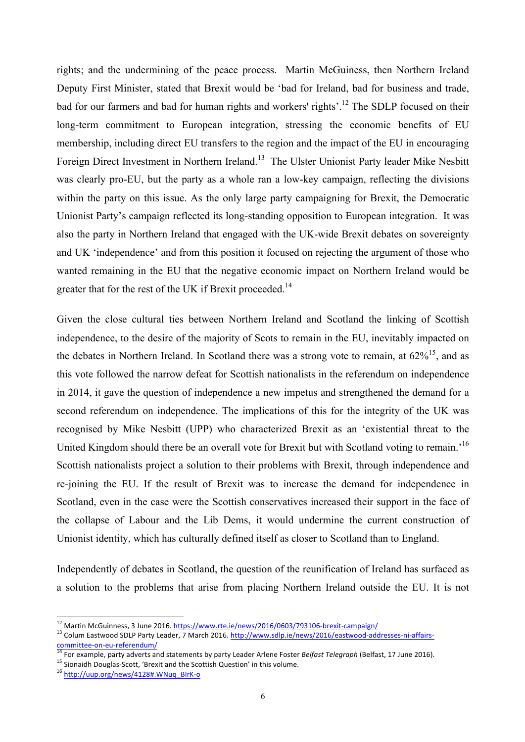rights; and the undermining of the peace process. Martin McGuiness, then Northern Ireland Deputy First Minister, stated that Brexit would be 'bad for Ireland, bad for business and trade, bad for our farmers and bad for human rights and workers' rights'.[12] The SDLP focused on their long-term commitment to European integration, stressing the economic benefits of EU membership, including direct EU transfers to the region and the impact of the EU in encouraging Foreign Direct Investment in Northern Ireland.[13] The Ulster Unionist Party leader Mike Nesbitt was clearly pro-EU, but the party as a whole ran a low-key campaign, reflecting the divisions within the party on this issue. As the only large party campaigning for Brexit, the Democratic Unionist Party's campaign reflected its long-standing opposition to European integration. It was also the party in Northern Ireland that engaged with the UK-wide Brexit debates on sovereignty and UK 'independence' and from this position it focused on rejecting the argument of those who wanted remaining in the EU that the negative economic impact on Northern Ireland would be greater that for the rest of the UK if Brexit proceeded.[14]

Given the close cultural ties between Northern Ireland and Scotland the linking of Scottish independence, to the desire of the majority of Scots to remain in the EU, inevitably impacted on the debates in Northern Ireland. In Scotland there was a strong vote to remain, at 62%[15], and as this vote followed the narrow defeat for Scottish nationalists in the referendum on independence in 2014, it gave the question of independence a new impetus and strengthened the demand for a second referendum on independence. The implications of this for the integrity of the UK was recognised by Mike Nesbitt (UPP) who characterized Brexit as an 'existential threat to the United Kingdom should there be an overall vote for Brexit but with Scotland voting to remain.'[16] Scottish nationalists project a solution to their problems with Brexit, through independence and re-joining the EU. If the result of Brexit was to increase the demand for independence in Scotland, even in the case were the Scottish conservatives increased their support in the face of the collapse of Labour and the Lib Dems, it would undermine the current construction of Unionist identity, which has culturally defined itself as closer to Scotland than to England.

Independently of debates in Scotland, the question of the reunification of Ireland has surfaced as a solution to the problems that arise from placing Northern Ireland outside the EU. It is not

---

[12] Martin McGuinness, 3 June 2016. https://www.rte.ie/news/2016/0603/793106-brexit-campaign/

[13] Colum Eastwood SDLP Party Leader, 7 March 2016. http://www.sdlp.ie/news/2016/eastwood-addresses-ni-affairs-committee-on-eu-referendum/

[14] For example, party adverts and statements by party Leader Arlene Foster *Belfast Telegraph* (Belfast, 17 June 2016).

[15] Sionaidh Douglas-Scott, 'Brexit and the Scottish Question' in this volume.

[16] http://uup.org/news/4128#.WNuq_BlrK-o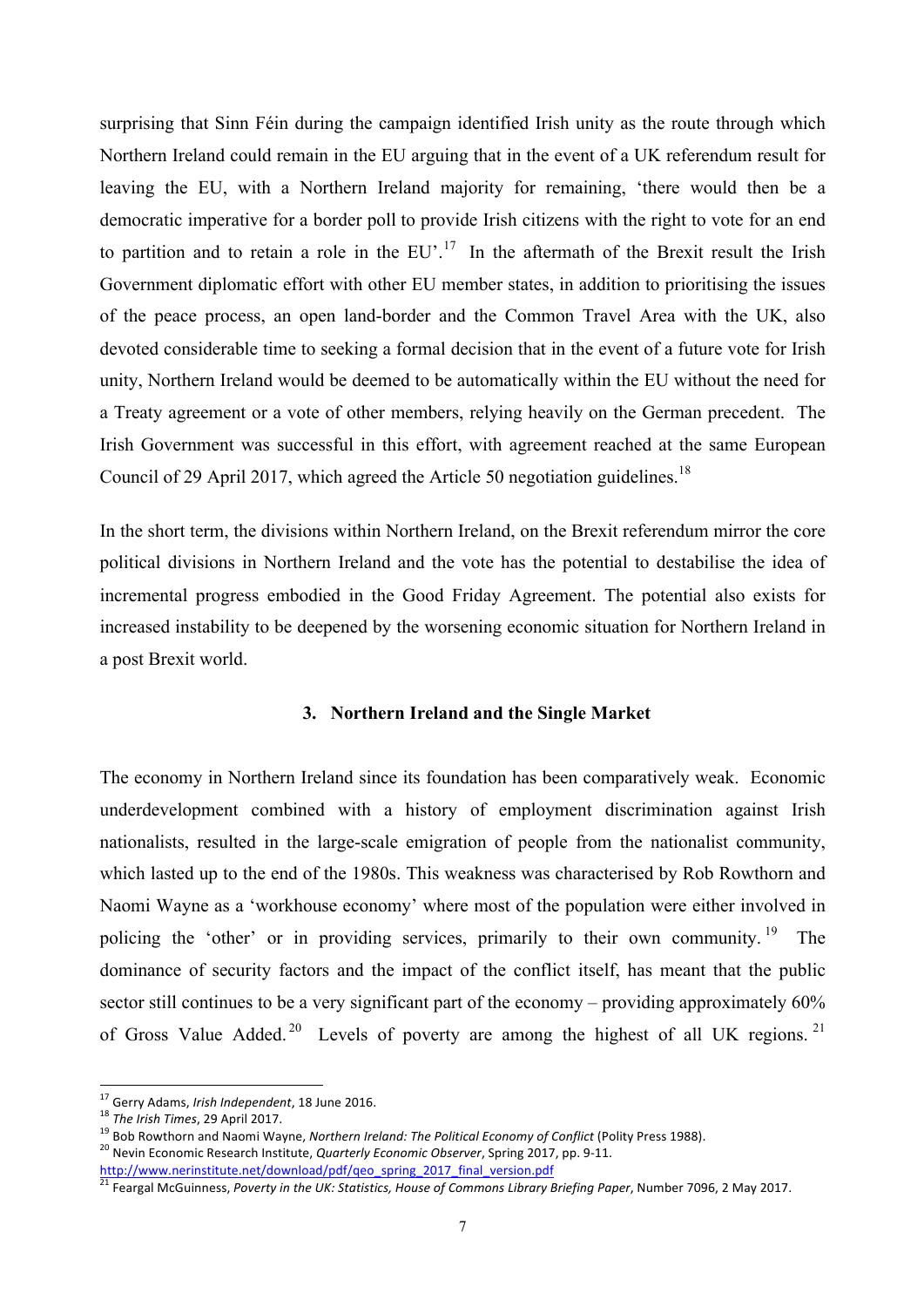surprising that Sinn Féin during the campaign identified Irish unity as the route through which Northern Ireland could remain in the EU arguing that in the event of a UK referendum result for leaving the EU, with a Northern Ireland majority for remaining, 'there would then be a democratic imperative for a border poll to provide Irish citizens with the right to vote for an end to partition and to retain a role in the EU'.[17] In the aftermath of the Brexit result the Irish Government diplomatic effort with other EU member states, in addition to prioritising the issues of the peace process, an open land-border and the Common Travel Area with the UK, also devoted considerable time to seeking a formal decision that in the event of a future vote for Irish unity, Northern Ireland would be deemed to be automatically within the EU without the need for a Treaty agreement or a vote of other members, relying heavily on the German precedent. The Irish Government was successful in this effort, with agreement reached at the same European Council of 29 April 2017, which agreed the Article 50 negotiation guidelines.[18]

In the short term, the divisions within Northern Ireland, on the Brexit referendum mirror the core political divisions in Northern Ireland and the vote has the potential to destabilise the idea of incremental progress embodied in the Good Friday Agreement. The potential also exists for increased instability to be deepened by the worsening economic situation for Northern Ireland in a post Brexit world.

### 3. Northern Ireland and the Single Market

The economy in Northern Ireland since its foundation has been comparatively weak. Economic underdevelopment combined with a history of employment discrimination against Irish nationalists, resulted in the large-scale emigration of people from the nationalist community, which lasted up to the end of the 1980s. This weakness was characterised by Rob Rowthorn and Naomi Wayne as a 'workhouse economy' where most of the population were either involved in policing the 'other' or in providing services, primarily to their own community.[19] The dominance of security factors and the impact of the conflict itself, has meant that the public sector still continues to be a very significant part of the economy – providing approximately 60% of Gross Value Added.[20] Levels of poverty are among the highest of all UK regions.[21]

---

[17] Gerry Adams, *Irish Independent*, 18 June 2016.

[18] *The Irish Times*, 29 April 2017.

[19] Bob Rowthorn and Naomi Wayne, *Northern Ireland: The Political Economy of Conflict* (Polity Press 1988).

[20] Nevin Economic Research Institute, *Quarterly Economic Observer*, Spring 2017, pp. 9-11. http://www.nerinstitute.net/download/pdf/qeo_spring_2017_final_version.pdf

[21] Feargal McGuinness, *Poverty in the UK: Statistics, House of Commons Library Briefing Paper*, Number 7096, 2 May 2017.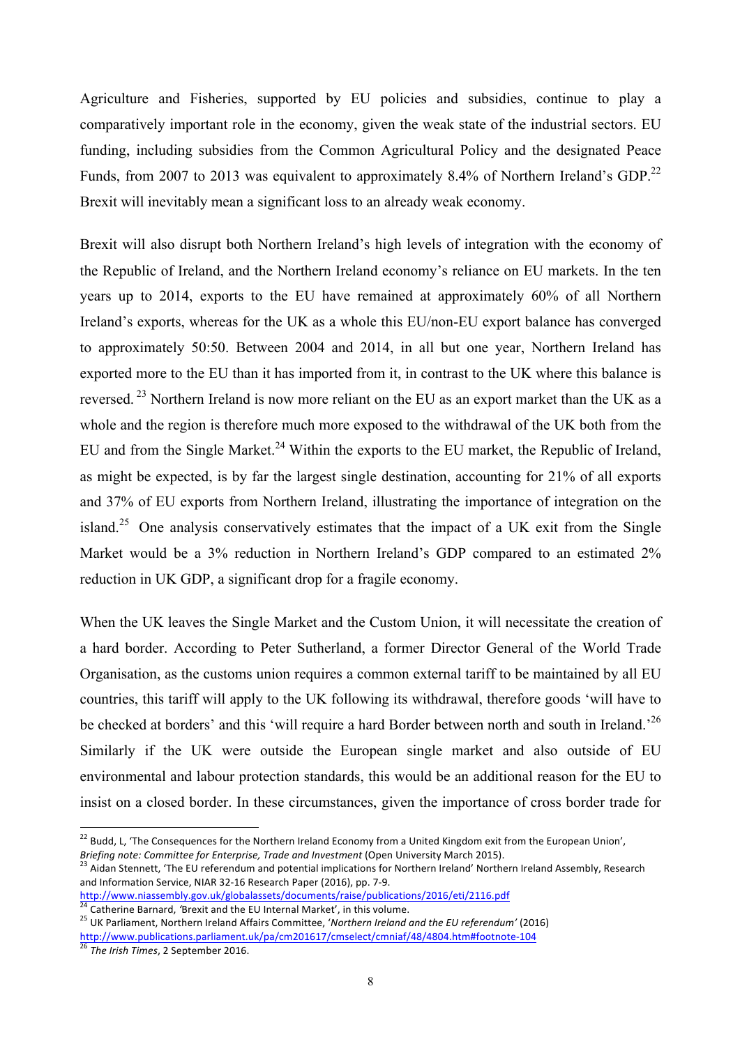Agriculture and Fisheries, supported by EU policies and subsidies, continue to play a comparatively important role in the economy, given the weak state of the industrial sectors. EU funding, including subsidies from the Common Agricultural Policy and the designated Peace Funds, from 2007 to 2013 was equivalent to approximately 8.4% of Northern Ireland's GDP.[22] Brexit will inevitably mean a significant loss to an already weak economy.

Brexit will also disrupt both Northern Ireland's high levels of integration with the economy of the Republic of Ireland, and the Northern Ireland economy's reliance on EU markets. In the ten years up to 2014, exports to the EU have remained at approximately 60% of all Northern Ireland's exports, whereas for the UK as a whole this EU/non-EU export balance has converged to approximately 50:50. Between 2004 and 2014, in all but one year, Northern Ireland has exported more to the EU than it has imported from it, in contrast to the UK where this balance is reversed.[23] Northern Ireland is now more reliant on the EU as an export market than the UK as a whole and the region is therefore much more exposed to the withdrawal of the UK both from the EU and from the Single Market.[24] Within the exports to the EU market, the Republic of Ireland, as might be expected, is by far the largest single destination, accounting for 21% of all exports and 37% of EU exports from Northern Ireland, illustrating the importance of integration on the island.[25] One analysis conservatively estimates that the impact of a UK exit from the Single Market would be a 3% reduction in Northern Ireland's GDP compared to an estimated 2% reduction in UK GDP, a significant drop for a fragile economy.

When the UK leaves the Single Market and the Custom Union, it will necessitate the creation of a hard border. According to Peter Sutherland, a former Director General of the World Trade Organisation, as the customs union requires a common external tariff to be maintained by all EU countries, this tariff will apply to the UK following its withdrawal, therefore goods 'will have to be checked at borders' and this 'will require a hard Border between north and south in Ireland.'[26] Similarly if the UK were outside the European single market and also outside of EU environmental and labour protection standards, this would be an additional reason for the EU to insist on a closed border. In these circumstances, given the importance of cross border trade for

---

[22] Budd, L, 'The Consequences for the Northern Ireland Economy from a United Kingdom exit from the European Union', *Briefing note: Committee for Enterprise, Trade and Investment* (Open University March 2015).

[23] Aidan Stennett, 'The EU referendum and potential implications for Northern Ireland' Northern Ireland Assembly, Research and Information Service, NIAR 32-16 Research Paper (2016), pp. 7-9. http://www.niassembly.gov.uk/globalassets/documents/raise/publications/2016/eti/2116.pdf

[24] Catherine Barnard, 'Brexit and the EU Internal Market', in this volume.

[25] UK Parliament, Northern Ireland Affairs Committee, '*Northern Ireland and the EU referendum'* (2016) http://www.publications.parliament.uk/pa/cm201617/cmselect/cmniaf/48/4804.htm#footnote-104

[26] *The Irish Times*, 2 September 2016.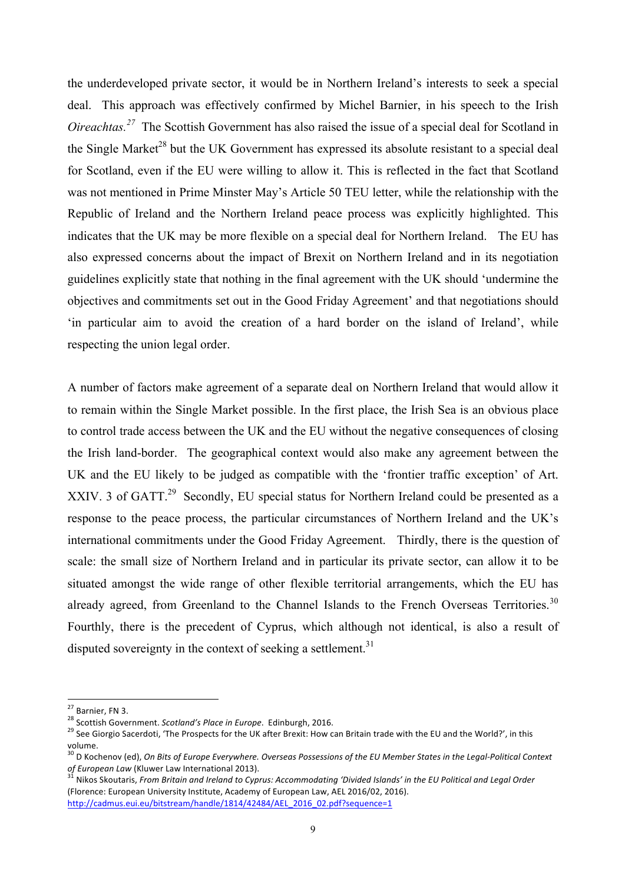the underdeveloped private sector, it would be in Northern Ireland's interests to seek a special deal. This approach was effectively confirmed by Michel Barnier, in his speech to the Irish *Oireachtas.*[27] The Scottish Government has also raised the issue of a special deal for Scotland in the Single Market[28] but the UK Government has expressed its absolute resistant to a special deal for Scotland, even if the EU were willing to allow it. This is reflected in the fact that Scotland was not mentioned in Prime Minster May's Article 50 TEU letter, while the relationship with the Republic of Ireland and the Northern Ireland peace process was explicitly highlighted. This indicates that the UK may be more flexible on a special deal for Northern Ireland. The EU has also expressed concerns about the impact of Brexit on Northern Ireland and in its negotiation guidelines explicitly state that nothing in the final agreement with the UK should 'undermine the objectives and commitments set out in the Good Friday Agreement' and that negotiations should 'in particular aim to avoid the creation of a hard border on the island of Ireland', while respecting the union legal order.

A number of factors make agreement of a separate deal on Northern Ireland that would allow it to remain within the Single Market possible. In the first place, the Irish Sea is an obvious place to control trade access between the UK and the EU without the negative consequences of closing the Irish land-border. The geographical context would also make any agreement between the UK and the EU likely to be judged as compatible with the 'frontier traffic exception' of Art. XXIV. 3 of GATT.[29] Secondly, EU special status for Northern Ireland could be presented as a response to the peace process, the particular circumstances of Northern Ireland and the UK's international commitments under the Good Friday Agreement. Thirdly, there is the question of scale: the small size of Northern Ireland and in particular its private sector, can allow it to be situated amongst the wide range of other flexible territorial arrangements, which the EU has already agreed, from Greenland to the Channel Islands to the French Overseas Territories.[30] Fourthly, there is the precedent of Cyprus, which although not identical, is also a result of disputed sovereignty in the context of seeking a settlement.[31]

---

[27] Barnier, FN 3.

[28] Scottish Government. *Scotland's Place in Europe*. Edinburgh, 2016.

[29] See Giorgio Sacerdoti, 'The Prospects for the UK after Brexit: How can Britain trade with the EU and the World?', in this volume.

[30] D Kochenov (ed), *On Bits of Europe Everywhere. Overseas Possessions of the EU Member States in the Legal-Political Context of European Law* (Kluwer Law International 2013).

[31] Nikos Skoutaris, *From Britain and Ireland to Cyprus: Accommodating 'Divided Islands' in the EU Political and Legal Order* (Florence: European University Institute, Academy of European Law, AEL 2016/02, 2016). http://cadmus.eui.eu/bitstream/handle/1814/42484/AEL_2016_02.pdf?sequence=1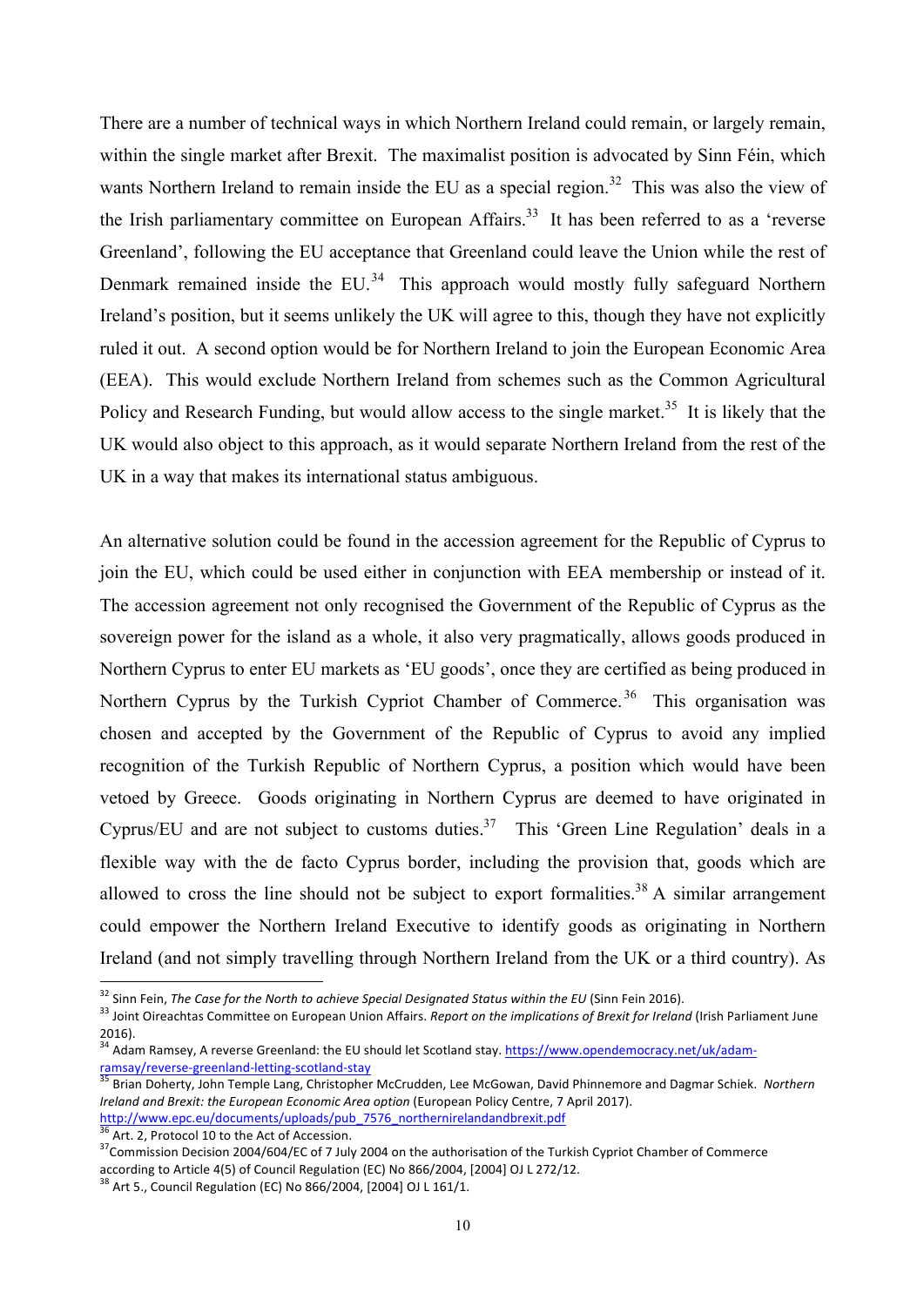There are a number of technical ways in which Northern Ireland could remain, or largely remain, within the single market after Brexit. The maximalist position is advocated by Sinn Féin, which wants Northern Ireland to remain inside the EU as a special region.[32] This was also the view of the Irish parliamentary committee on European Affairs.[33] It has been referred to as a 'reverse Greenland', following the EU acceptance that Greenland could leave the Union while the rest of Denmark remained inside the EU.[34] This approach would mostly fully safeguard Northern Ireland's position, but it seems unlikely the UK will agree to this, though they have not explicitly ruled it out. A second option would be for Northern Ireland to join the European Economic Area (EEA). This would exclude Northern Ireland from schemes such as the Common Agricultural Policy and Research Funding, but would allow access to the single market.[35] It is likely that the UK would also object to this approach, as it would separate Northern Ireland from the rest of the UK in a way that makes its international status ambiguous.

An alternative solution could be found in the accession agreement for the Republic of Cyprus to join the EU, which could be used either in conjunction with EEA membership or instead of it. The accession agreement not only recognised the Government of the Republic of Cyprus as the sovereign power for the island as a whole, it also very pragmatically, allows goods produced in Northern Cyprus to enter EU markets as 'EU goods', once they are certified as being produced in Northern Cyprus by the Turkish Cypriot Chamber of Commerce.[36] This organisation was chosen and accepted by the Government of the Republic of Cyprus to avoid any implied recognition of the Turkish Republic of Northern Cyprus, a position which would have been vetoed by Greece. Goods originating in Northern Cyprus are deemed to have originated in Cyprus/EU and are not subject to customs duties.[37] This 'Green Line Regulation' deals in a flexible way with the de facto Cyprus border, including the provision that, goods which are allowed to cross the line should not be subject to export formalities.[38] A similar arrangement could empower the Northern Ireland Executive to identify goods as originating in Northern Ireland (and not simply travelling through Northern Ireland from the UK or a third country). As

---

[32] Sinn Fein, *The Case for the North to achieve Special Designated Status within the EU* (Sinn Fein 2016).

[33] Joint Oireachtas Committee on European Union Affairs. *Report on the implications of Brexit for Ireland* (Irish Parliament June 2016).

[34] Adam Ramsey, A reverse Greenland: the EU should let Scotland stay. https://www.opendemocracy.net/uk/adam-ramsay/reverse-greenland-letting-scotland-stay

[35] Brian Doherty, John Temple Lang, Christopher McCrudden, Lee McGowan, David Phinnemore and Dagmar Schiek. *Northern Ireland and Brexit: the European Economic Area option* (European Policy Centre, 7 April 2017). http://www.epc.eu/documents/uploads/pub_7576_northernirelandandbrexit.pdf

[36] Art. 2, Protocol 10 to the Act of Accession.

[37] Commission Decision 2004/604/EC of 7 July 2004 on the authorisation of the Turkish Cypriot Chamber of Commerce according to Article 4(5) of Council Regulation (EC) No 866/2004, [2004] OJ L 272/12.

[38] Art 5., Council Regulation (EC) No 866/2004, [2004] OJ L 161/1.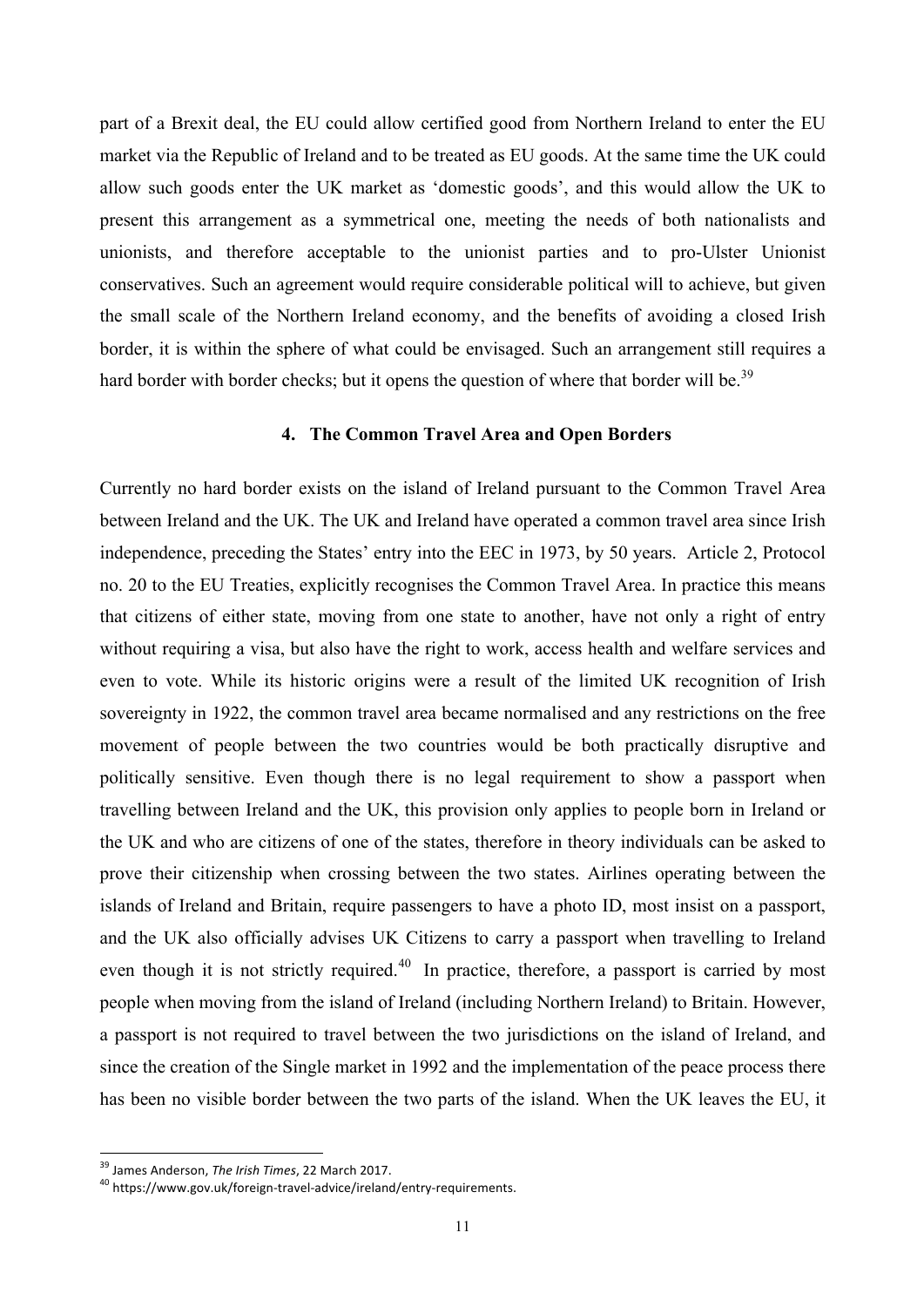part of a Brexit deal, the EU could allow certified good from Northern Ireland to enter the EU market via the Republic of Ireland and to be treated as EU goods. At the same time the UK could allow such goods enter the UK market as 'domestic goods', and this would allow the UK to present this arrangement as a symmetrical one, meeting the needs of both nationalists and unionists, and therefore acceptable to the unionist parties and to pro-Ulster Unionist conservatives. Such an agreement would require considerable political will to achieve, but given the small scale of the Northern Ireland economy, and the benefits of avoiding a closed Irish border, it is within the sphere of what could be envisaged. Such an arrangement still requires a hard border with border checks; but it opens the question of where that border will be.[39]

## 4. The Common Travel Area and Open Borders

Currently no hard border exists on the island of Ireland pursuant to the Common Travel Area between Ireland and the UK. The UK and Ireland have operated a common travel area since Irish independence, preceding the States' entry into the EEC in 1973, by 50 years. Article 2, Protocol no. 20 to the EU Treaties, explicitly recognises the Common Travel Area. In practice this means that citizens of either state, moving from one state to another, have not only a right of entry without requiring a visa, but also have the right to work, access health and welfare services and even to vote. While its historic origins were a result of the limited UK recognition of Irish sovereignty in 1922, the common travel area became normalised and any restrictions on the free movement of people between the two countries would be both practically disruptive and politically sensitive. Even though there is no legal requirement to show a passport when travelling between Ireland and the UK, this provision only applies to people born in Ireland or the UK and who are citizens of one of the states, therefore in theory individuals can be asked to prove their citizenship when crossing between the two states. Airlines operating between the islands of Ireland and Britain, require passengers to have a photo ID, most insist on a passport, and the UK also officially advises UK Citizens to carry a passport when travelling to Ireland even though it is not strictly required.[40] In practice, therefore, a passport is carried by most people when moving from the island of Ireland (including Northern Ireland) to Britain. However, a passport is not required to travel between the two jurisdictions on the island of Ireland, and since the creation of the Single market in 1992 and the implementation of the peace process there has been no visible border between the two parts of the island. When the UK leaves the EU, it

---

[39] James Anderson, *The Irish Times*, 22 March 2017.

[40] https://www.gov.uk/foreign-travel-advice/ireland/entry-requirements.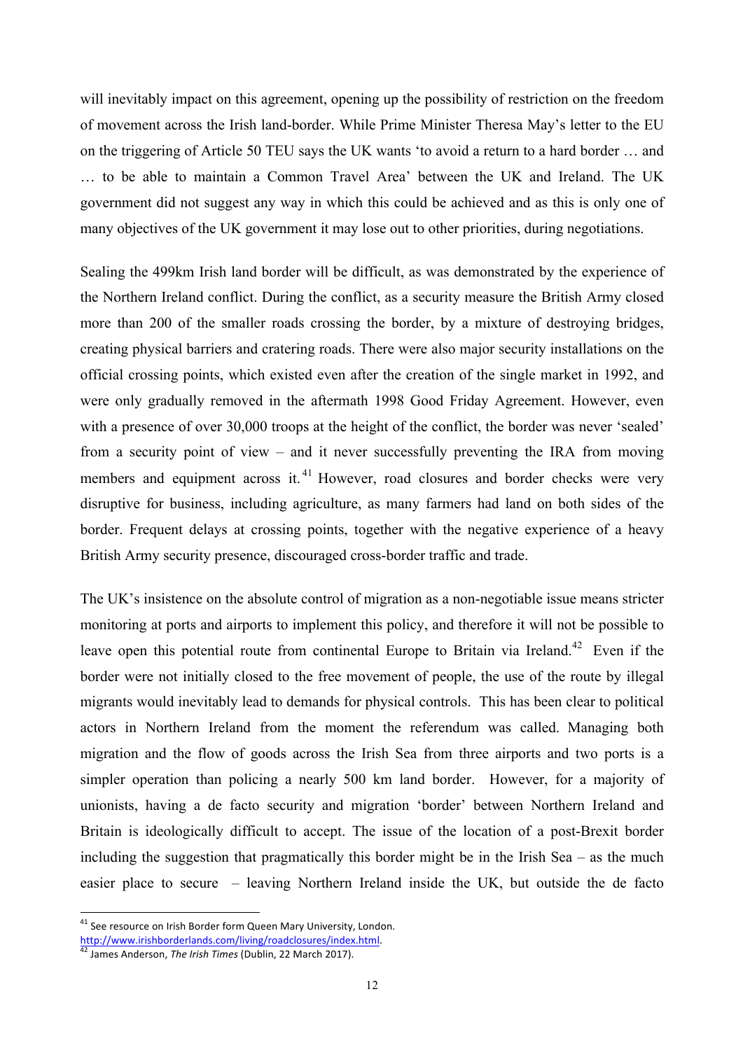will inevitably impact on this agreement, opening up the possibility of restriction on the freedom of movement across the Irish land-border. While Prime Minister Theresa May's letter to the EU on the triggering of Article 50 TEU says the UK wants 'to avoid a return to a hard border … and … to be able to maintain a Common Travel Area' between the UK and Ireland. The UK government did not suggest any way in which this could be achieved and as this is only one of many objectives of the UK government it may lose out to other priorities, during negotiations.

Sealing the 499km Irish land border will be difficult, as was demonstrated by the experience of the Northern Ireland conflict. During the conflict, as a security measure the British Army closed more than 200 of the smaller roads crossing the border, by a mixture of destroying bridges, creating physical barriers and cratering roads. There were also major security installations on the official crossing points, which existed even after the creation of the single market in 1992, and were only gradually removed in the aftermath 1998 Good Friday Agreement. However, even with a presence of over 30,000 troops at the height of the conflict, the border was never 'sealed' from a security point of view – and it never successfully preventing the IRA from moving members and equipment across it.[41] However, road closures and border checks were very disruptive for business, including agriculture, as many farmers had land on both sides of the border. Frequent delays at crossing points, together with the negative experience of a heavy British Army security presence, discouraged cross-border traffic and trade.

The UK's insistence on the absolute control of migration as a non-negotiable issue means stricter monitoring at ports and airports to implement this policy, and therefore it will not be possible to leave open this potential route from continental Europe to Britain via Ireland.[42] Even if the border were not initially closed to the free movement of people, the use of the route by illegal migrants would inevitably lead to demands for physical controls. This has been clear to political actors in Northern Ireland from the moment the referendum was called. Managing both migration and the flow of goods across the Irish Sea from three airports and two ports is a simpler operation than policing a nearly 500 km land border. However, for a majority of unionists, having a de facto security and migration 'border' between Northern Ireland and Britain is ideologically difficult to accept. The issue of the location of a post-Brexit border including the suggestion that pragmatically this border might be in the Irish Sea – as the much easier place to secure – leaving Northern Ireland inside the UK, but outside the de facto

---

[41] See resource on Irish Border form Queen Mary University, London. http://www.irishborderlands.com/living/roadclosures/index.html.

[42] James Anderson, *The Irish Times* (Dublin, 22 March 2017).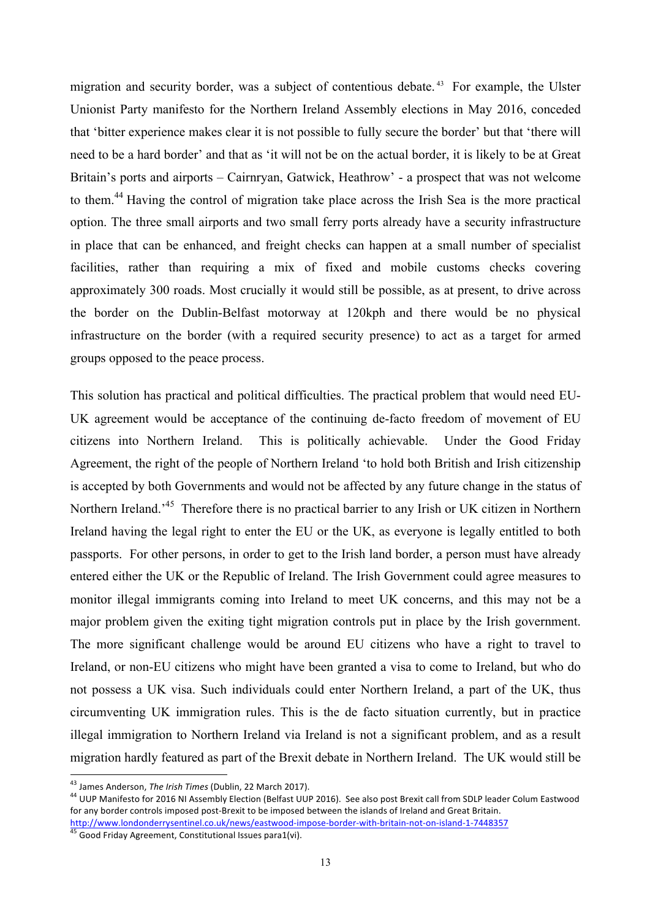migration and security border, was a subject of contentious debate.[43] For example, the Ulster Unionist Party manifesto for the Northern Ireland Assembly elections in May 2016, conceded that 'bitter experience makes clear it is not possible to fully secure the border' but that 'there will need to be a hard border' and that as 'it will not be on the actual border, it is likely to be at Great Britain's ports and airports – Cairnryan, Gatwick, Heathrow' - a prospect that was not welcome to them.[44] Having the control of migration take place across the Irish Sea is the more practical option. The three small airports and two small ferry ports already have a security infrastructure in place that can be enhanced, and freight checks can happen at a small number of specialist facilities, rather than requiring a mix of fixed and mobile customs checks covering approximately 300 roads. Most crucially it would still be possible, as at present, to drive across the border on the Dublin-Belfast motorway at 120kph and there would be no physical infrastructure on the border (with a required security presence) to act as a target for armed groups opposed to the peace process.

This solution has practical and political difficulties. The practical problem that would need EU-UK agreement would be acceptance of the continuing de-facto freedom of movement of EU citizens into Northern Ireland. This is politically achievable. Under the Good Friday Agreement, the right of the people of Northern Ireland 'to hold both British and Irish citizenship is accepted by both Governments and would not be affected by any future change in the status of Northern Ireland.'[45] Therefore there is no practical barrier to any Irish or UK citizen in Northern Ireland having the legal right to enter the EU or the UK, as everyone is legally entitled to both passports. For other persons, in order to get to the Irish land border, a person must have already entered either the UK or the Republic of Ireland. The Irish Government could agree measures to monitor illegal immigrants coming into Ireland to meet UK concerns, and this may not be a major problem given the exiting tight migration controls put in place by the Irish government. The more significant challenge would be around EU citizens who have a right to travel to Ireland, or non-EU citizens who might have been granted a visa to come to Ireland, but who do not possess a UK visa. Such individuals could enter Northern Ireland, a part of the UK, thus circumventing UK immigration rules. This is the de facto situation currently, but in practice illegal immigration to Northern Ireland via Ireland is not a significant problem, and as a result migration hardly featured as part of the Brexit debate in Northern Ireland. The UK would still be

---

[43] James Anderson, *The Irish Times* (Dublin, 22 March 2017).

[44] UUP Manifesto for 2016 NI Assembly Election (Belfast UUP 2016). See also post Brexit call from SDLP leader Colum Eastwood for any border controls imposed post-Brexit to be imposed between the islands of Ireland and Great Britain. http://www.londonderrysentinel.co.uk/news/eastwood-impose-border-with-britain-not-on-island-1-7448357

[45] Good Friday Agreement, Constitutional Issues para1(vi).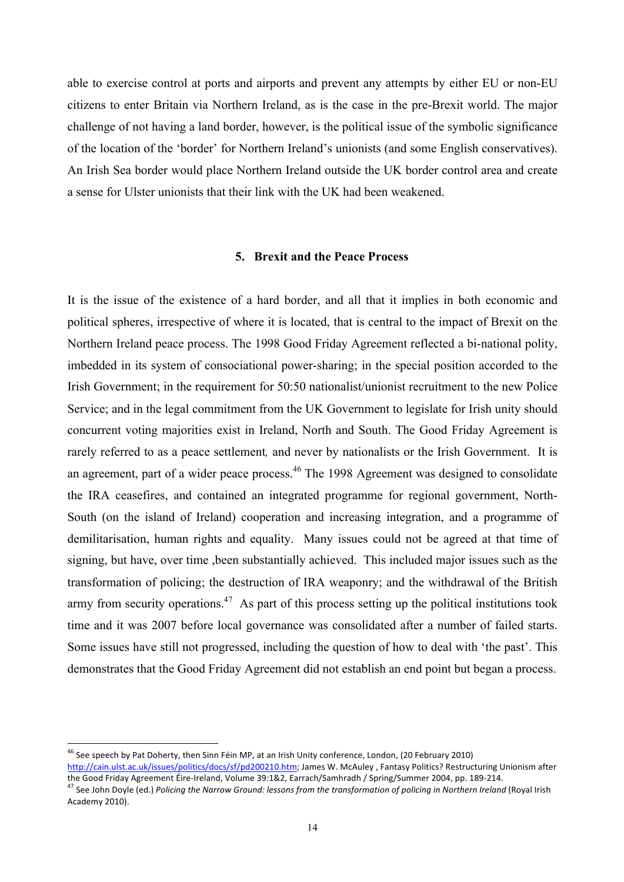able to exercise control at ports and airports and prevent any attempts by either EU or non-EU citizens to enter Britain via Northern Ireland, as is the case in the pre-Brexit world. The major challenge of not having a land border, however, is the political issue of the symbolic significance of the location of the 'border' for Northern Ireland's unionists (and some English conservatives). An Irish Sea border would place Northern Ireland outside the UK border control area and create a sense for Ulster unionists that their link with the UK had been weakened.

## 5. Brexit and the Peace Process

It is the issue of the existence of a hard border, and all that it implies in both economic and political spheres, irrespective of where it is located, that is central to the impact of Brexit on the Northern Ireland peace process. The 1998 Good Friday Agreement reflected a bi-national polity, imbedded in its system of consociational power-sharing; in the special position accorded to the Irish Government; in the requirement for 50:50 nationalist/unionist recruitment to the new Police Service; and in the legal commitment from the UK Government to legislate for Irish unity should concurrent voting majorities exist in Ireland, North and South. The Good Friday Agreement is rarely referred to as a peace settlement*,* and never by nationalists or the Irish Government. It is an agreement, part of a wider peace process.[46] The 1998 Agreement was designed to consolidate the IRA ceasefires, and contained an integrated programme for regional government, North-South (on the island of Ireland) cooperation and increasing integration, and a programme of demilitarisation, human rights and equality. Many issues could not be agreed at that time of signing, but have, over time ,been substantially achieved. This included major issues such as the transformation of policing; the destruction of IRA weaponry; and the withdrawal of the British army from security operations.[47] As part of this process setting up the political institutions took time and it was 2007 before local governance was consolidated after a number of failed starts. Some issues have still not progressed, including the question of how to deal with 'the past'. This demonstrates that the Good Friday Agreement did not establish an end point but began a process.

---

[46] See speech by Pat Doherty, then Sinn Féin MP, at an Irish Unity conference, London, (20 February 2010) http://cain.ulst.ac.uk/issues/politics/docs/sf/pd200210.htm; James W. McAuley , Fantasy Politics? Restructuring Unionism after the Good Friday Agreement Éire-Ireland, Volume 39:1&2, Earrach/Samhradh / Spring/Summer 2004, pp. 189-214.

[47] See John Doyle (ed.) *Policing the Narrow Ground: lessons from the transformation of policing in Northern Ireland* (Royal Irish Academy 2010).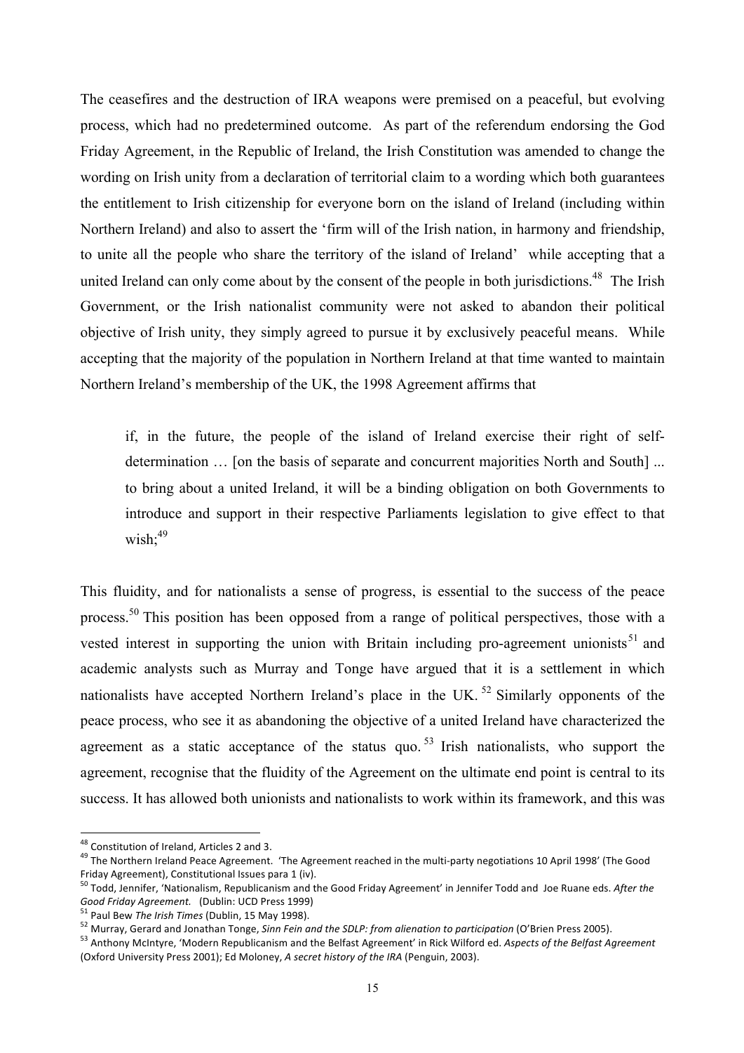The ceasefires and the destruction of IRA weapons were premised on a peaceful, but evolving process, which had no predetermined outcome. As part of the referendum endorsing the God Friday Agreement, in the Republic of Ireland, the Irish Constitution was amended to change the wording on Irish unity from a declaration of territorial claim to a wording which both guarantees the entitlement to Irish citizenship for everyone born on the island of Ireland (including within Northern Ireland) and also to assert the 'firm will of the Irish nation, in harmony and friendship, to unite all the people who share the territory of the island of Ireland' while accepting that a united Ireland can only come about by the consent of the people in both jurisdictions.[48] The Irish Government, or the Irish nationalist community were not asked to abandon their political objective of Irish unity, they simply agreed to pursue it by exclusively peaceful means. While accepting that the majority of the population in Northern Ireland at that time wanted to maintain Northern Ireland's membership of the UK, the 1998 Agreement affirms that

> if, in the future, the people of the island of Ireland exercise their right of self-determination … [on the basis of separate and concurrent majorities North and South] ... to bring about a united Ireland, it will be a binding obligation on both Governments to introduce and support in their respective Parliaments legislation to give effect to that wish;[49]

This fluidity, and for nationalists a sense of progress, is essential to the success of the peace process.[50] This position has been opposed from a range of political perspectives, those with a vested interest in supporting the union with Britain including pro-agreement unionists[51] and academic analysts such as Murray and Tonge have argued that it is a settlement in which nationalists have accepted Northern Ireland's place in the UK.[52] Similarly opponents of the peace process, who see it as abandoning the objective of a united Ireland have characterized the agreement as a static acceptance of the status quo.[53] Irish nationalists, who support the agreement, recognise that the fluidity of the Agreement on the ultimate end point is central to its success. It has allowed both unionists and nationalists to work within its framework, and this was

---

[48] Constitution of Ireland, Articles 2 and 3.

[49] The Northern Ireland Peace Agreement. 'The Agreement reached in the multi-party negotiations 10 April 1998' (The Good Friday Agreement), Constitutional Issues para 1 (iv).

[50] Todd, Jennifer, 'Nationalism, Republicanism and the Good Friday Agreement' in Jennifer Todd and Joe Ruane eds. *After the Good Friday Agreement.* (Dublin: UCD Press 1999)

[51] Paul Bew *The Irish Times* (Dublin, 15 May 1998).

[52] Murray, Gerard and Jonathan Tonge, *Sinn Fein and the SDLP: from alienation to participation* (O'Brien Press 2005).

[53] Anthony McIntyre, 'Modern Republicanism and the Belfast Agreement' in Rick Wilford ed. *Aspects of the Belfast Agreement* (Oxford University Press 2001); Ed Moloney, *A secret history of the IRA* (Penguin, 2003).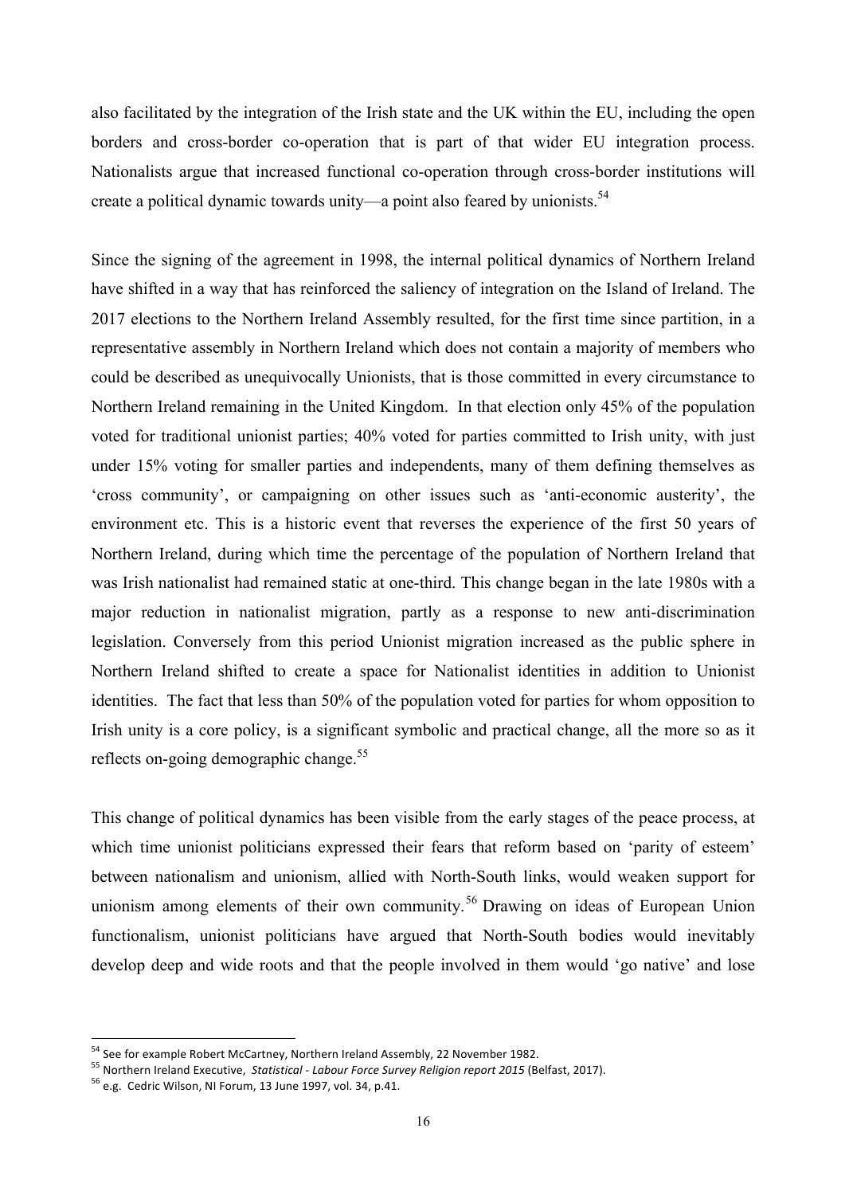also facilitated by the integration of the Irish state and the UK within the EU, including the open borders and cross-border co-operation that is part of that wider EU integration process. Nationalists argue that increased functional co-operation through cross-border institutions will create a political dynamic towards unity—a point also feared by unionists.[54]

Since the signing of the agreement in 1998, the internal political dynamics of Northern Ireland have shifted in a way that has reinforced the saliency of integration on the Island of Ireland. The 2017 elections to the Northern Ireland Assembly resulted, for the first time since partition, in a representative assembly in Northern Ireland which does not contain a majority of members who could be described as unequivocally Unionists, that is those committed in every circumstance to Northern Ireland remaining in the United Kingdom. In that election only 45% of the population voted for traditional unionist parties; 40% voted for parties committed to Irish unity, with just under 15% voting for smaller parties and independents, many of them defining themselves as 'cross community', or campaigning on other issues such as 'anti-economic austerity', the environment etc. This is a historic event that reverses the experience of the first 50 years of Northern Ireland, during which time the percentage of the population of Northern Ireland that was Irish nationalist had remained static at one-third. This change began in the late 1980s with a major reduction in nationalist migration, partly as a response to new anti-discrimination legislation. Conversely from this period Unionist migration increased as the public sphere in Northern Ireland shifted to create a space for Nationalist identities in addition to Unionist identities. The fact that less than 50% of the population voted for parties for whom opposition to Irish unity is a core policy, is a significant symbolic and practical change, all the more so as it reflects on-going demographic change.[55]

This change of political dynamics has been visible from the early stages of the peace process, at which time unionist politicians expressed their fears that reform based on 'parity of esteem' between nationalism and unionism, allied with North-South links, would weaken support for unionism among elements of their own community.[56] Drawing on ideas of European Union functionalism, unionist politicians have argued that North-South bodies would inevitably develop deep and wide roots and that the people involved in them would 'go native' and lose

---

[54] See for example Robert McCartney, Northern Ireland Assembly, 22 November 1982.

[55] Northern Ireland Executive, *Statistical - Labour Force Survey Religion report 2015* (Belfast, 2017).

[56] e.g. Cedric Wilson, NI Forum, 13 June 1997, vol. 34, p.41.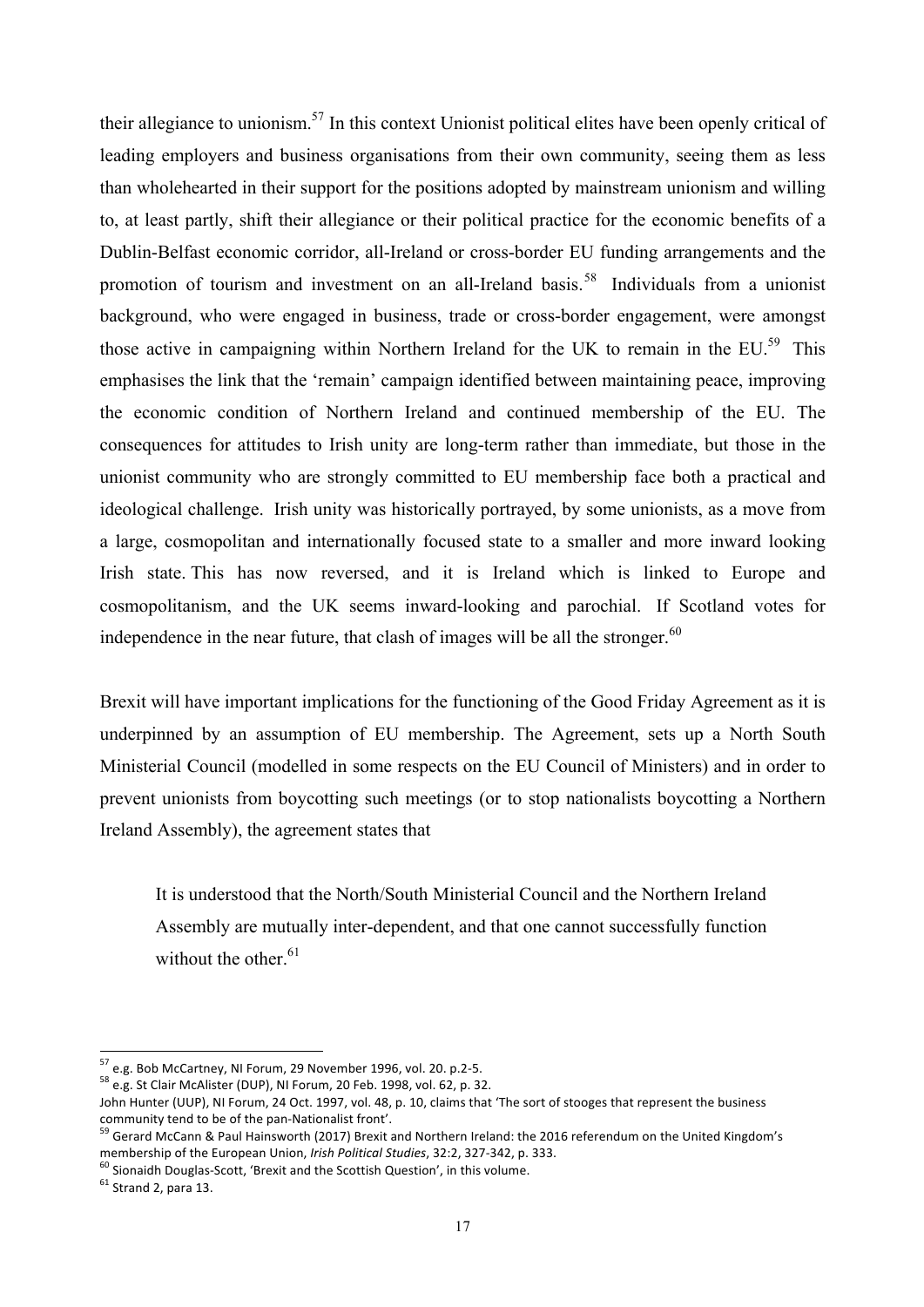their allegiance to unionism.[57] In this context Unionist political elites have been openly critical of leading employers and business organisations from their own community, seeing them as less than wholehearted in their support for the positions adopted by mainstream unionism and willing to, at least partly, shift their allegiance or their political practice for the economic benefits of a Dublin-Belfast economic corridor, all-Ireland or cross-border EU funding arrangements and the promotion of tourism and investment on an all-Ireland basis.[58] Individuals from a unionist background, who were engaged in business, trade or cross-border engagement, were amongst those active in campaigning within Northern Ireland for the UK to remain in the EU.[59] This emphasises the link that the 'remain' campaign identified between maintaining peace, improving the economic condition of Northern Ireland and continued membership of the EU. The consequences for attitudes to Irish unity are long-term rather than immediate, but those in the unionist community who are strongly committed to EU membership face both a practical and ideological challenge. Irish unity was historically portrayed, by some unionists, as a move from a large, cosmopolitan and internationally focused state to a smaller and more inward looking Irish state. This has now reversed, and it is Ireland which is linked to Europe and cosmopolitanism, and the UK seems inward-looking and parochial. If Scotland votes for independence in the near future, that clash of images will be all the stronger.[60]

Brexit will have important implications for the functioning of the Good Friday Agreement as it is underpinned by an assumption of EU membership. The Agreement, sets up a North South Ministerial Council (modelled in some respects on the EU Council of Ministers) and in order to prevent unionists from boycotting such meetings (or to stop nationalists boycotting a Northern Ireland Assembly), the agreement states that

> It is understood that the North/South Ministerial Council and the Northern Ireland Assembly are mutually inter-dependent, and that one cannot successfully function without the other.[61]

---

[57] e.g. Bob McCartney, NI Forum, 29 November 1996, vol. 20. p.2-5.

[58] e.g. St Clair McAlister (DUP), NI Forum, 20 Feb. 1998, vol. 62, p. 32.
John Hunter (UUP), NI Forum, 24 Oct. 1997, vol. 48, p. 10, claims that 'The sort of stooges that represent the business community tend to be of the pan-Nationalist front'.

[59] Gerard McCann & Paul Hainsworth (2017) Brexit and Northern Ireland: the 2016 referendum on the United Kingdom's membership of the European Union, *Irish Political Studies*, 32:2, 327-342, p. 333.

[60] Sionaidh Douglas-Scott, 'Brexit and the Scottish Question', in this volume.

[61] Strand 2, para 13.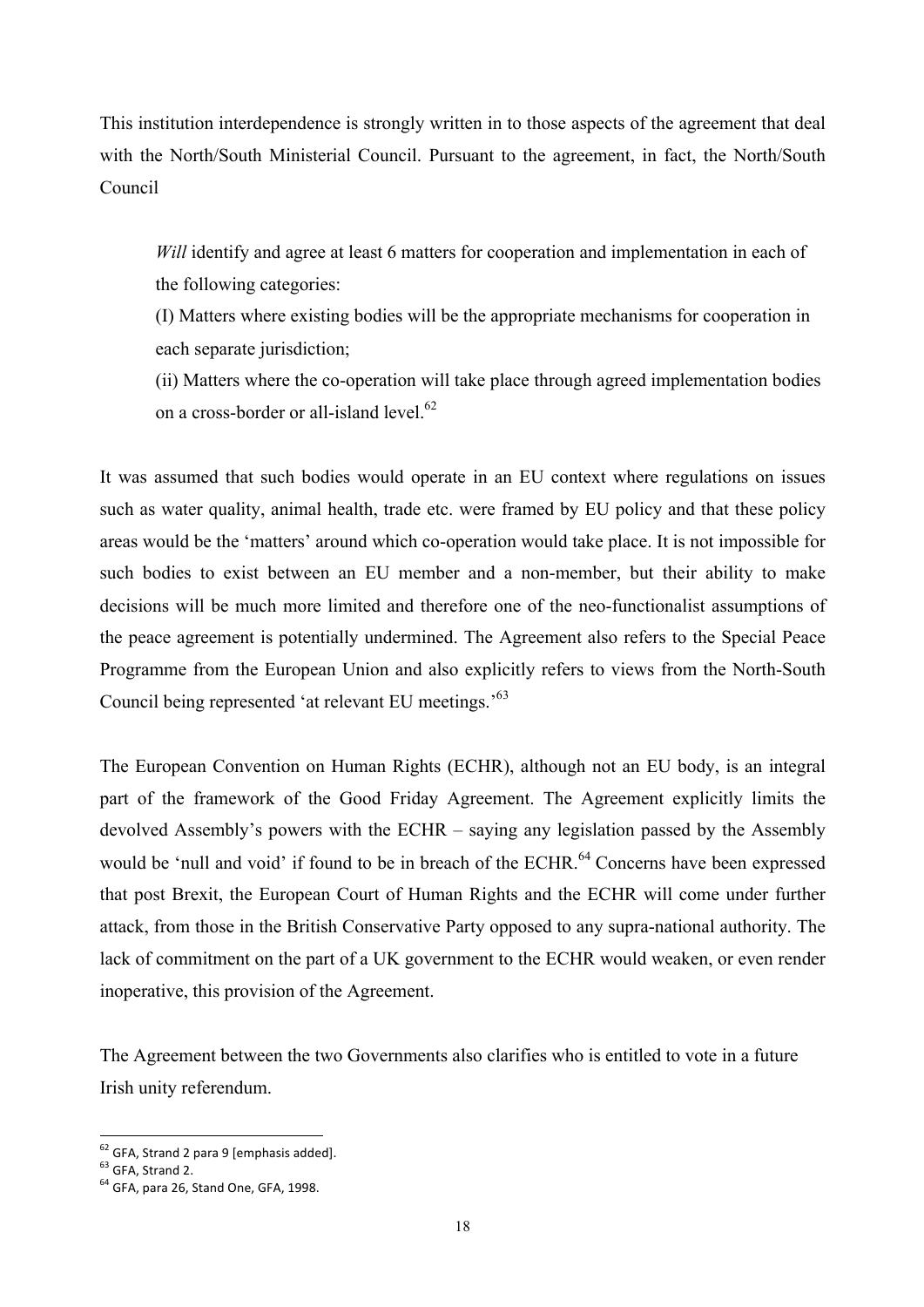This institution interdependence is strongly written in to those aspects of the agreement that deal with the North/South Ministerial Council. Pursuant to the agreement, in fact, the North/South Council

> *Will* identify and agree at least 6 matters for cooperation and implementation in each of the following categories:
>
> (I) Matters where existing bodies will be the appropriate mechanisms for cooperation in each separate jurisdiction;
>
> (ii) Matters where the co-operation will take place through agreed implementation bodies on a cross-border or all-island level.[62]

It was assumed that such bodies would operate in an EU context where regulations on issues such as water quality, animal health, trade etc. were framed by EU policy and that these policy areas would be the 'matters' around which co-operation would take place. It is not impossible for such bodies to exist between an EU member and a non-member, but their ability to make decisions will be much more limited and therefore one of the neo-functionalist assumptions of the peace agreement is potentially undermined. The Agreement also refers to the Special Peace Programme from the European Union and also explicitly refers to views from the North-South Council being represented 'at relevant EU meetings.'[63]

The European Convention on Human Rights (ECHR), although not an EU body, is an integral part of the framework of the Good Friday Agreement. The Agreement explicitly limits the devolved Assembly's powers with the ECHR – saying any legislation passed by the Assembly would be 'null and void' if found to be in breach of the ECHR.[64] Concerns have been expressed that post Brexit, the European Court of Human Rights and the ECHR will come under further attack, from those in the British Conservative Party opposed to any supra-national authority. The lack of commitment on the part of a UK government to the ECHR would weaken, or even render inoperative, this provision of the Agreement.

The Agreement between the two Governments also clarifies who is entitled to vote in a future Irish unity referendum.

---

[62] GFA, Strand 2 para 9 [emphasis added].

[63] GFA, Strand 2.

[64] GFA, para 26, Stand One, GFA, 1998.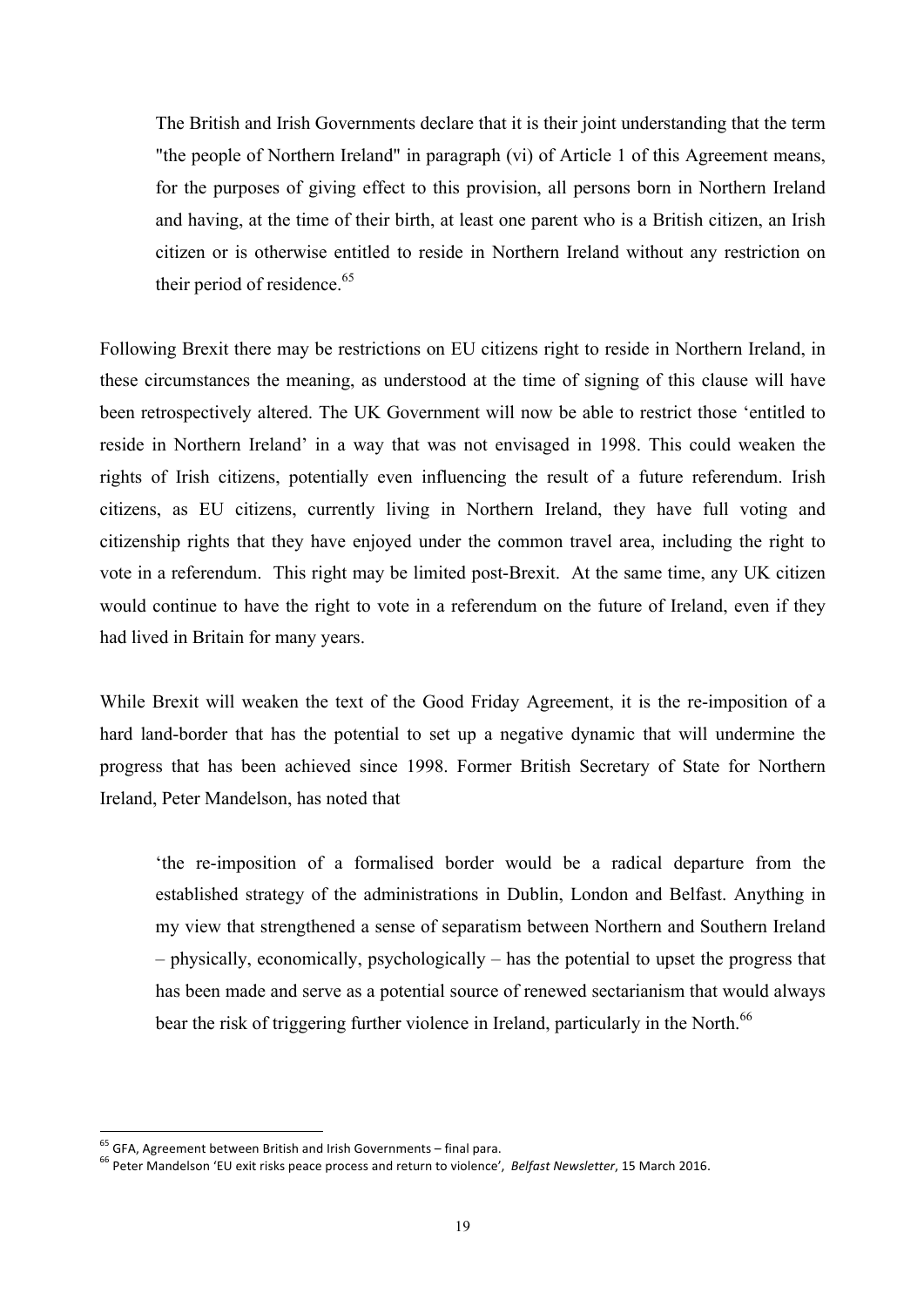> The British and Irish Governments declare that it is their joint understanding that the term "the people of Northern Ireland" in paragraph (vi) of Article 1 of this Agreement means, for the purposes of giving effect to this provision, all persons born in Northern Ireland and having, at the time of their birth, at least one parent who is a British citizen, an Irish citizen or is otherwise entitled to reside in Northern Ireland without any restriction on their period of residence.[65]

Following Brexit there may be restrictions on EU citizens right to reside in Northern Ireland, in these circumstances the meaning, as understood at the time of signing of this clause will have been retrospectively altered. The UK Government will now be able to restrict those 'entitled to reside in Northern Ireland' in a way that was not envisaged in 1998. This could weaken the rights of Irish citizens, potentially even influencing the result of a future referendum. Irish citizens, as EU citizens, currently living in Northern Ireland, they have full voting and citizenship rights that they have enjoyed under the common travel area, including the right to vote in a referendum. This right may be limited post-Brexit. At the same time, any UK citizen would continue to have the right to vote in a referendum on the future of Ireland, even if they had lived in Britain for many years.

While Brexit will weaken the text of the Good Friday Agreement, it is the re-imposition of a hard land-border that has the potential to set up a negative dynamic that will undermine the progress that has been achieved since 1998. Former British Secretary of State for Northern Ireland, Peter Mandelson, has noted that

> 'the re-imposition of a formalised border would be a radical departure from the established strategy of the administrations in Dublin, London and Belfast. Anything in my view that strengthened a sense of separatism between Northern and Southern Ireland – physically, economically, psychologically – has the potential to upset the progress that has been made and serve as a potential source of renewed sectarianism that would always bear the risk of triggering further violence in Ireland, particularly in the North.[66]

---

[65] GFA, Agreement between British and Irish Governments – final para.

[66] Peter Mandelson 'EU exit risks peace process and return to violence', *Belfast Newsletter*, 15 March 2016.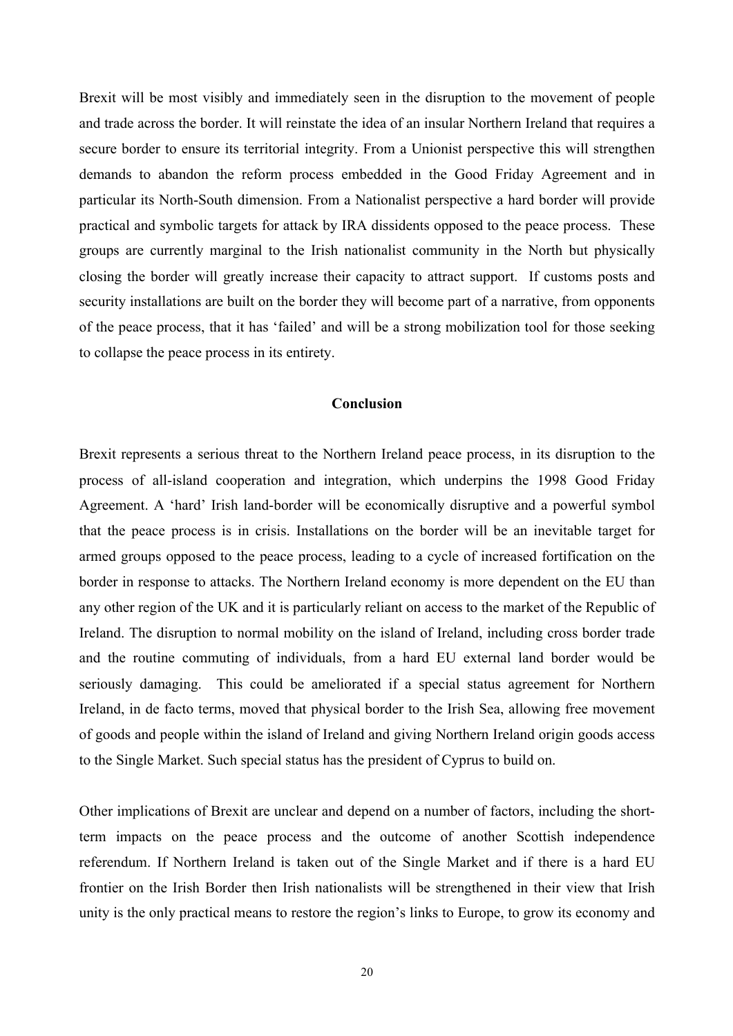Brexit will be most visibly and immediately seen in the disruption to the movement of people and trade across the border. It will reinstate the idea of an insular Northern Ireland that requires a secure border to ensure its territorial integrity. From a Unionist perspective this will strengthen demands to abandon the reform process embedded in the Good Friday Agreement and in particular its North-South dimension. From a Nationalist perspective a hard border will provide practical and symbolic targets for attack by IRA dissidents opposed to the peace process. These groups are currently marginal to the Irish nationalist community in the North but physically closing the border will greatly increase their capacity to attract support. If customs posts and security installations are built on the border they will become part of a narrative, from opponents of the peace process, that it has 'failed' and will be a strong mobilization tool for those seeking to collapse the peace process in its entirety.

## Conclusion

Brexit represents a serious threat to the Northern Ireland peace process, in its disruption to the process of all-island cooperation and integration, which underpins the 1998 Good Friday Agreement. A 'hard' Irish land-border will be economically disruptive and a powerful symbol that the peace process is in crisis. Installations on the border will be an inevitable target for armed groups opposed to the peace process, leading to a cycle of increased fortification on the border in response to attacks. The Northern Ireland economy is more dependent on the EU than any other region of the UK and it is particularly reliant on access to the market of the Republic of Ireland. The disruption to normal mobility on the island of Ireland, including cross border trade and the routine commuting of individuals, from a hard EU external land border would be seriously damaging. This could be ameliorated if a special status agreement for Northern Ireland, in de facto terms, moved that physical border to the Irish Sea, allowing free movement of goods and people within the island of Ireland and giving Northern Ireland origin goods access to the Single Market. Such special status has the president of Cyprus to build on.

Other implications of Brexit are unclear and depend on a number of factors, including the short-term impacts on the peace process and the outcome of another Scottish independence referendum. If Northern Ireland is taken out of the Single Market and if there is a hard EU frontier on the Irish Border then Irish nationalists will be strengthened in their view that Irish unity is the only practical means to restore the region's links to Europe, to grow its economy and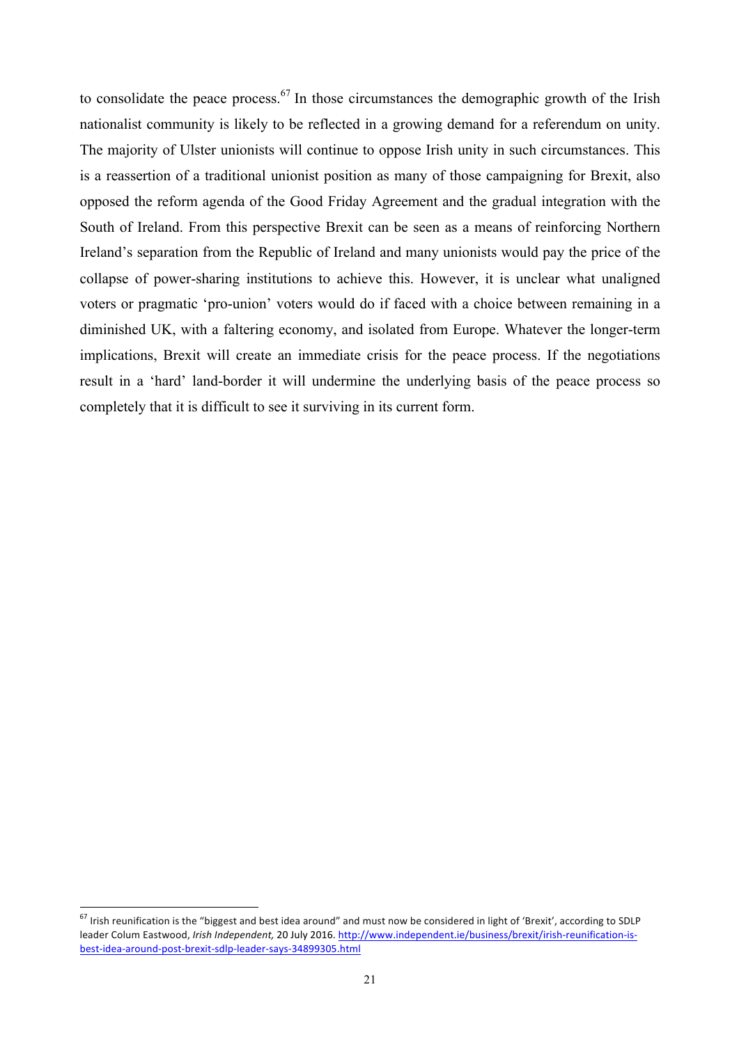to consolidate the peace process.[67] In those circumstances the demographic growth of the Irish nationalist community is likely to be reflected in a growing demand for a referendum on unity. The majority of Ulster unionists will continue to oppose Irish unity in such circumstances. This is a reassertion of a traditional unionist position as many of those campaigning for Brexit, also opposed the reform agenda of the Good Friday Agreement and the gradual integration with the South of Ireland. From this perspective Brexit can be seen as a means of reinforcing Northern Ireland's separation from the Republic of Ireland and many unionists would pay the price of the collapse of power-sharing institutions to achieve this. However, it is unclear what unaligned voters or pragmatic 'pro-union' voters would do if faced with a choice between remaining in a diminished UK, with a faltering economy, and isolated from Europe. Whatever the longer-term implications, Brexit will create an immediate crisis for the peace process. If the negotiations result in a 'hard' land-border it will undermine the underlying basis of the peace process so completely that it is difficult to see it surviving in its current form.

[67] Irish reunification is the "biggest and best idea around" and must now be considered in light of 'Brexit', according to SDLP leader Colum Eastwood, *Irish Independent,* 20 July 2016. http://www.independent.ie/business/brexit/irish-reunification-is-best-idea-around-post-brexit-sdlp-leader-says-34899305.html